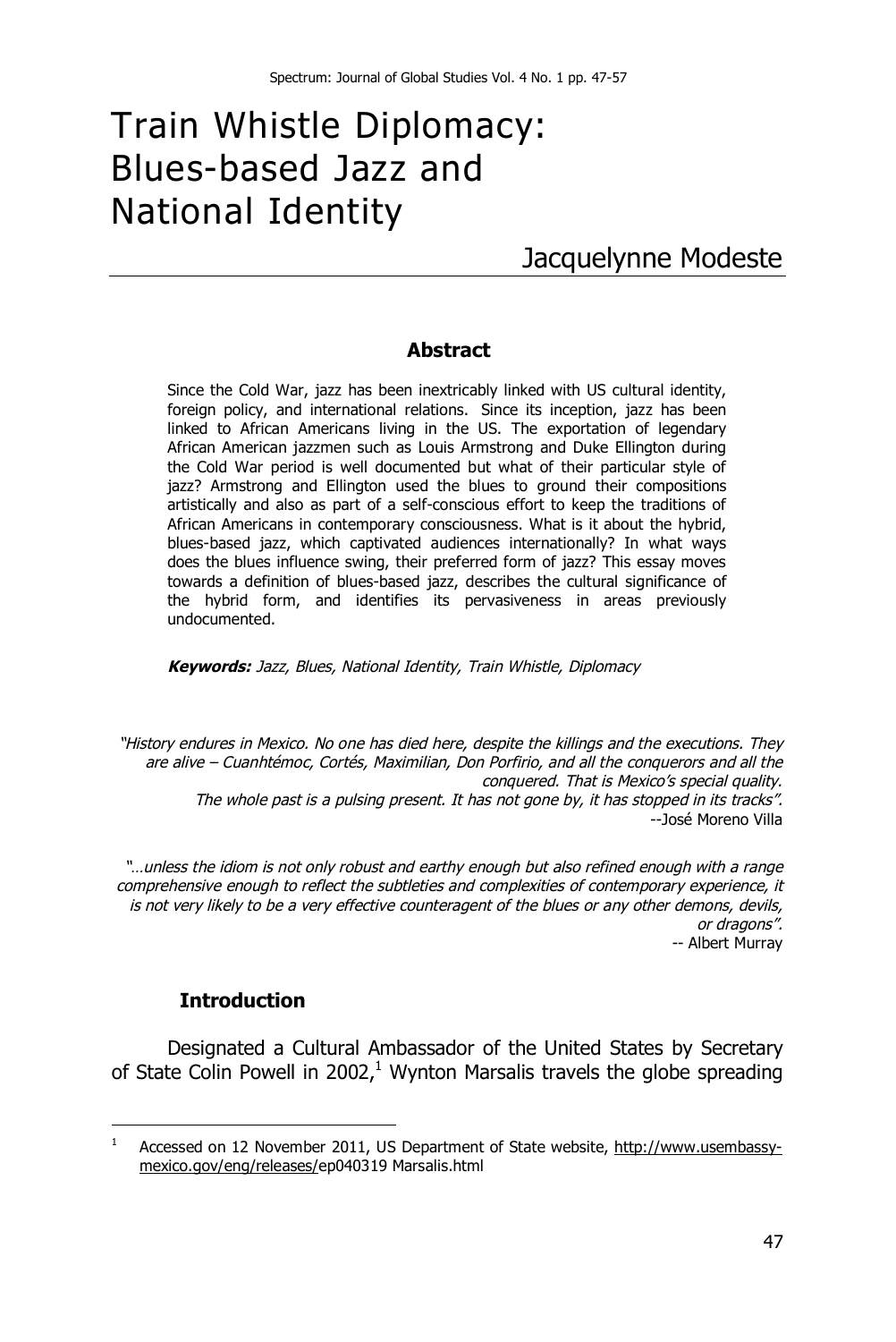# Train Whistle Diplomacy: Blues-based Jazz and National Identity

Jacquelynne Modeste

## Abstract

Since the Cold War, jazz has been inextricably linked with US cultural identity, foreign policy, and international relations. Since its inception, jazz has been linked to African Americans living in the US. The exportation of legendary African American jazzmen such as Louis Armstrong and Duke Ellington during the Cold War period is well documented but what of their particular style of jazz? Armstrong and Ellington used the blues to ground their compositions artistically and also as part of a self-conscious effort to keep the traditions of African Americans in contemporary consciousness. What is it about the hybrid, blues-based jazz, which captivated audiences internationally? In what ways does the blues influence swing, their preferred form of jazz? This essay moves towards a definition of blues-based jazz, describes the cultural significance of the hybrid form, and identifies its pervasiveness in areas previously undocumented.

***Keywords:*** *Jazz, Blues, National Identity, Train Whistle, Diplomacy*

*"History endures in Mexico. No one has died here, despite the killings and the executions. They are alive – Cuanhtémoc, Cortés, Maximilian, Don Porfirio, and all the conquerors and all the conquered. That is Mexico's special quality. The whole past is a pulsing present. It has not gone by, it has stopped in its tracks".*

--José Moreno Villa

*"…unless the idiom is not only robust and earthy enough but also refined enough with a range comprehensive enough to reflect the subtleties and complexities of contemporary experience, it is not very likely to be a very effective counteragent of the blues or any other demons, devils, or dragons".*

-- Albert Murray

## Introduction

Designated a Cultural Ambassador of the United States by Secretary of State Colin Powell in 2002,[1] Wynton Marsalis travels the globe spreading

[1] Accessed on 12 November 2011, US Department of State website, http://www.usembassy-mexico.gov/eng/releases/ep040319 Marsalis.html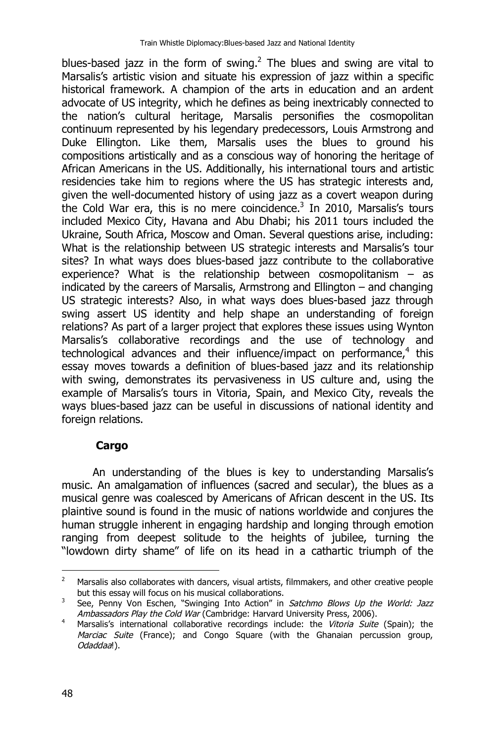blues-based jazz in the form of swing.[2] The blues and swing are vital to Marsalis's artistic vision and situate his expression of jazz within a specific historical framework. A champion of the arts in education and an ardent advocate of US integrity, which he defines as being inextricably connected to the nation's cultural heritage, Marsalis personifies the cosmopolitan continuum represented by his legendary predecessors, Louis Armstrong and Duke Ellington. Like them, Marsalis uses the blues to ground his compositions artistically and as a conscious way of honoring the heritage of African Americans in the US. Additionally, his international tours and artistic residencies take him to regions where the US has strategic interests and, given the well-documented history of using jazz as a covert weapon during the Cold War era, this is no mere coincidence.[3] In 2010, Marsalis's tours included Mexico City, Havana and Abu Dhabi; his 2011 tours included the Ukraine, South Africa, Moscow and Oman. Several questions arise, including: What is the relationship between US strategic interests and Marsalis's tour sites? In what ways does blues-based jazz contribute to the collaborative experience? What is the relationship between cosmopolitanism – as indicated by the careers of Marsalis, Armstrong and Ellington – and changing US strategic interests? Also, in what ways does blues-based jazz through swing assert US identity and help shape an understanding of foreign relations? As part of a larger project that explores these issues using Wynton Marsalis's collaborative recordings and the use of technology and technological advances and their influence/impact on performance,[4] this essay moves towards a definition of blues-based jazz and its relationship with swing, demonstrates its pervasiveness in US culture and, using the example of Marsalis's tours in Vitoria, Spain, and Mexico City, reveals the ways blues-based jazz can be useful in discussions of national identity and foreign relations.

## Cargo

An understanding of the blues is key to understanding Marsalis's music. An amalgamation of influences (sacred and secular), the blues as a musical genre was coalesced by Americans of African descent in the US. Its plaintive sound is found in the music of nations worldwide and conjures the human struggle inherent in engaging hardship and longing through emotion ranging from deepest solitude to the heights of jubilee, turning the "lowdown dirty shame" of life on its head in a cathartic triumph of the

---

[2] Marsalis also collaborates with dancers, visual artists, filmmakers, and other creative people but this essay will focus on his musical collaborations.

[3] See, Penny Von Eschen, "Swinging Into Action" in *Satchmo Blows Up the World: Jazz Ambassadors Play the Cold War* (Cambridge: Harvard University Press, 2006).

[4] Marsalis's international collaborative recordings include: the *Vitoria Suite* (Spain); the *Marciac Suite* (France); and Congo Square (with the Ghanaian percussion group, *Odaddaa*!).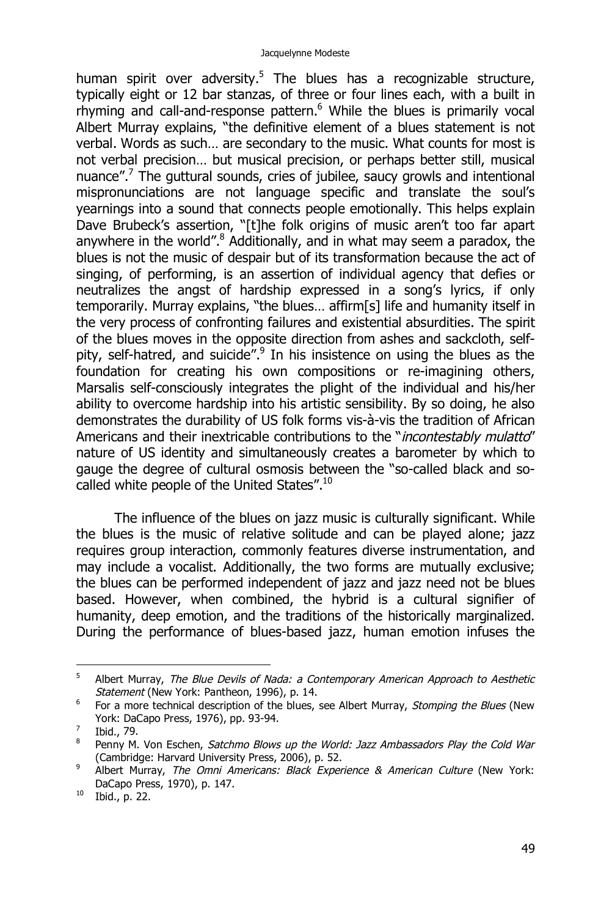human spirit over adversity.[5] The blues has a recognizable structure, typically eight or 12 bar stanzas, of three or four lines each, with a built in rhyming and call-and-response pattern.[6] While the blues is primarily vocal Albert Murray explains, "the definitive element of a blues statement is not verbal. Words as such… are secondary to the music. What counts for most is not verbal precision… but musical precision, or perhaps better still, musical nuance".[7] The guttural sounds, cries of jubilee, saucy growls and intentional mispronunciations are not language specific and translate the soul's yearnings into a sound that connects people emotionally. This helps explain Dave Brubeck's assertion, "[t]he folk origins of music aren't too far apart anywhere in the world".[8] Additionally, and in what may seem a paradox, the blues is not the music of despair but of its transformation because the act of singing, of performing, is an assertion of individual agency that defies or neutralizes the angst of hardship expressed in a song's lyrics, if only temporarily. Murray explains, "the blues… affirm[s] life and humanity itself in the very process of confronting failures and existential absurdities. The spirit of the blues moves in the opposite direction from ashes and sackcloth, self-pity, self-hatred, and suicide".[9] In his insistence on using the blues as the foundation for creating his own compositions or re-imagining others, Marsalis self-consciously integrates the plight of the individual and his/her ability to overcome hardship into his artistic sensibility. By so doing, he also demonstrates the durability of US folk forms vis-à-vis the tradition of African Americans and their inextricable contributions to the "*incontestably mulatto*" nature of US identity and simultaneously creates a barometer by which to gauge the degree of cultural osmosis between the "so-called black and so-called white people of the United States".[10]

The influence of the blues on jazz music is culturally significant. While the blues is the music of relative solitude and can be played alone; jazz requires group interaction, commonly features diverse instrumentation, and may include a vocalist. Additionally, the two forms are mutually exclusive; the blues can be performed independent of jazz and jazz need not be blues based. However, when combined, the hybrid is a cultural signifier of humanity, deep emotion, and the traditions of the historically marginalized. During the performance of blues-based jazz, human emotion infuses the

---

[5] Albert Murray, *The Blue Devils of Nada: a Contemporary American Approach to Aesthetic Statement* (New York: Pantheon, 1996), p. 14.

[6] For a more technical description of the blues, see Albert Murray, *Stomping the Blues* (New York: DaCapo Press, 1976), pp. 93-94.

[7] Ibid., 79.

[8] Penny M. Von Eschen, *Satchmo Blows up the World: Jazz Ambassadors Play the Cold War* (Cambridge: Harvard University Press, 2006), p. 52.

[9] Albert Murray, *The Omni Americans: Black Experience & American Culture* (New York: DaCapo Press, 1970), p. 147.

[10] Ibid., p. 22.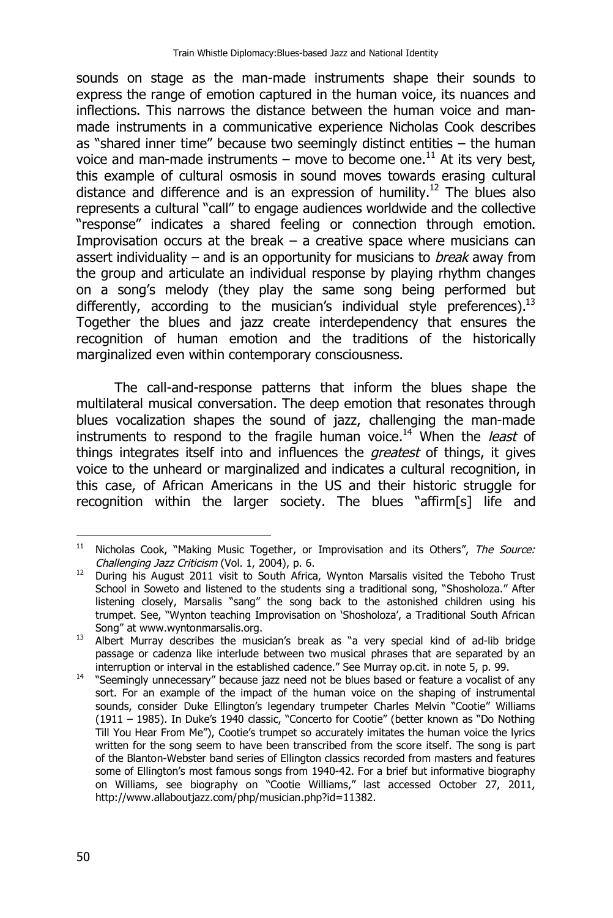sounds on stage as the man-made instruments shape their sounds to express the range of emotion captured in the human voice, its nuances and inflections. This narrows the distance between the human voice and man-made instruments in a communicative experience Nicholas Cook describes as "shared inner time" because two seemingly distinct entities – the human voice and man-made instruments – move to become one.[11] At its very best, this example of cultural osmosis in sound moves towards erasing cultural distance and difference and is an expression of humility.[12] The blues also represents a cultural "call" to engage audiences worldwide and the collective "response" indicates a shared feeling or connection through emotion. Improvisation occurs at the break – a creative space where musicians can assert individuality – and is an opportunity for musicians to *break* away from the group and articulate an individual response by playing rhythm changes on a song's melody (they play the same song being performed but differently, according to the musician's individual style preferences).[13] Together the blues and jazz create interdependency that ensures the recognition of human emotion and the traditions of the historically marginalized even within contemporary consciousness.

The call-and-response patterns that inform the blues shape the multilateral musical conversation. The deep emotion that resonates through blues vocalization shapes the sound of jazz, challenging the man-made instruments to respond to the fragile human voice.[14] When the *least* of things integrates itself into and influences the *greatest* of things, it gives voice to the unheard or marginalized and indicates a cultural recognition, in this case, of African Americans in the US and their historic struggle for recognition within the larger society. The blues "affirm[s] life and

---

[11] Nicholas Cook, "Making Music Together, or Improvisation and its Others", *The Source: Challenging Jazz Criticism* (Vol. 1, 2004), p. 6.

[12] During his August 2011 visit to South Africa, Wynton Marsalis visited the Teboho Trust School in Soweto and listened to the students sing a traditional song, "Shosholoza." After listening closely, Marsalis "sang" the song back to the astonished children using his trumpet. See, "Wynton teaching Improvisation on 'Shosholoza', a Traditional South African Song" at www.wyntonmarsalis.org.

[13] Albert Murray describes the musician's break as "a very special kind of ad-lib bridge passage or cadenza like interlude between two musical phrases that are separated by an interruption or interval in the established cadence." See Murray op.cit. in note 5, p. 99.

[14] "Seemingly unnecessary" because jazz need not be blues based or feature a vocalist of any sort. For an example of the impact of the human voice on the shaping of instrumental sounds, consider Duke Ellington's legendary trumpeter Charles Melvin "Cootie" Williams (1911 – 1985). In Duke's 1940 classic, "Concerto for Cootie" (better known as "Do Nothing Till You Hear From Me"), Cootie's trumpet so accurately imitates the human voice the lyrics written for the song seem to have been transcribed from the score itself. The song is part of the Blanton-Webster band series of Ellington classics recorded from masters and features some of Ellington's most famous songs from 1940-42. For a brief but informative biography on Williams, see biography on "Cootie Williams," last accessed October 27, 2011, http://www.allaboutjazz.com/php/musician.php?id=11382.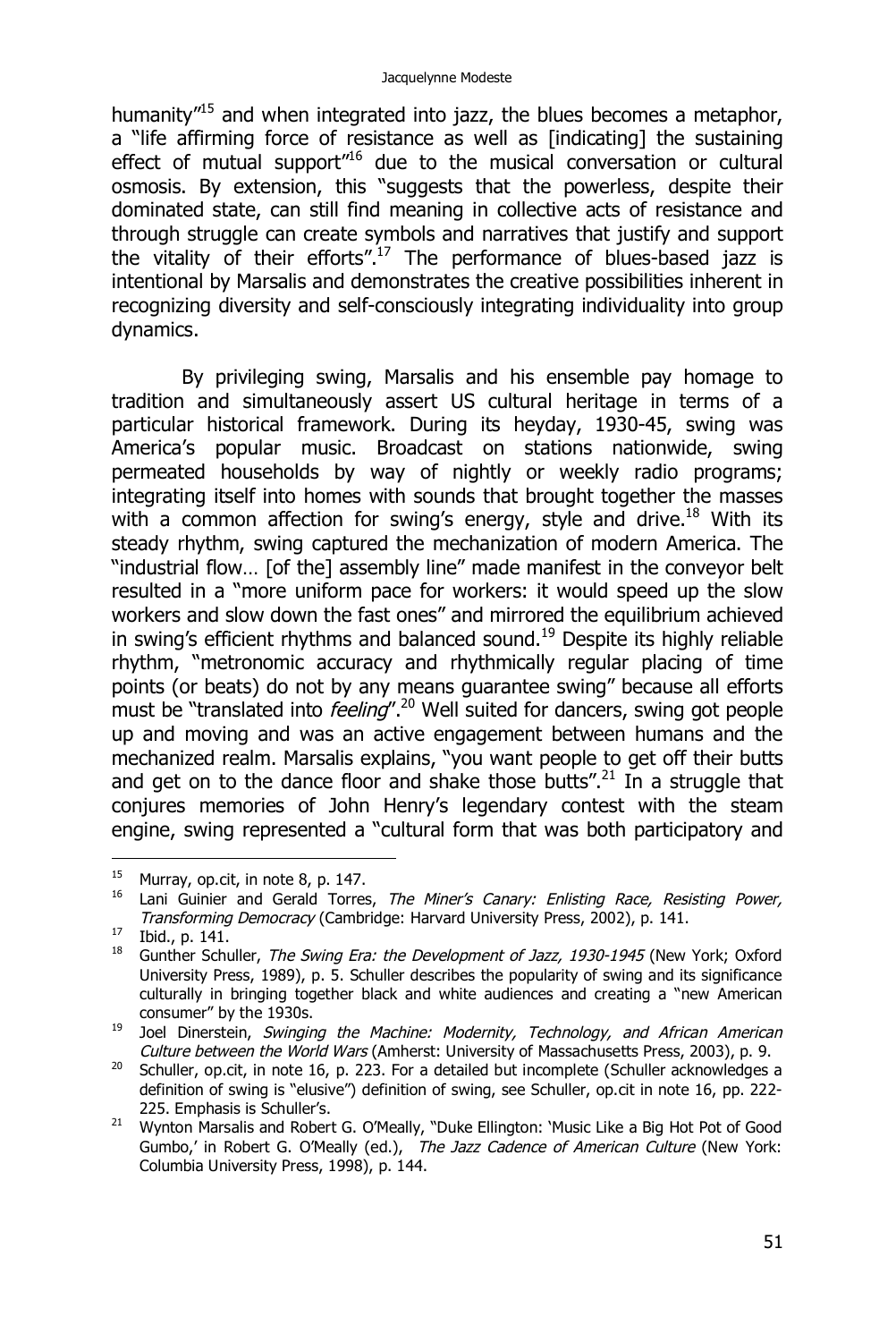humanity"[15] and when integrated into jazz, the blues becomes a metaphor, a "life affirming force of resistance as well as [indicating] the sustaining effect of mutual support"[16] due to the musical conversation or cultural osmosis. By extension, this "suggests that the powerless, despite their dominated state, can still find meaning in collective acts of resistance and through struggle can create symbols and narratives that justify and support the vitality of their efforts".[17] The performance of blues-based jazz is intentional by Marsalis and demonstrates the creative possibilities inherent in recognizing diversity and self-consciously integrating individuality into group dynamics.

By privileging swing, Marsalis and his ensemble pay homage to tradition and simultaneously assert US cultural heritage in terms of a particular historical framework. During its heyday, 1930-45, swing was America's popular music. Broadcast on stations nationwide, swing permeated households by way of nightly or weekly radio programs; integrating itself into homes with sounds that brought together the masses with a common affection for swing's energy, style and drive.[18] With its steady rhythm, swing captured the mechanization of modern America. The "industrial flow… [of the] assembly line" made manifest in the conveyor belt resulted in a "more uniform pace for workers: it would speed up the slow workers and slow down the fast ones" and mirrored the equilibrium achieved in swing's efficient rhythms and balanced sound.[19] Despite its highly reliable rhythm, "metronomic accuracy and rhythmically regular placing of time points (or beats) do not by any means guarantee swing" because all efforts must be "translated into *feeling*".[20] Well suited for dancers, swing got people up and moving and was an active engagement between humans and the mechanized realm. Marsalis explains, "you want people to get off their butts and get on to the dance floor and shake those butts".[21] In a struggle that conjures memories of John Henry's legendary contest with the steam engine, swing represented a "cultural form that was both participatory and

---

[15] Murray, op.cit, in note 8, p. 147.

[16] Lani Guinier and Gerald Torres, *The Miner's Canary: Enlisting Race, Resisting Power, Transforming Democracy* (Cambridge: Harvard University Press, 2002), p. 141.

[17] Ibid., p. 141.

[18] Gunther Schuller, *The Swing Era: the Development of Jazz, 1930-1945* (New York; Oxford University Press, 1989), p. 5. Schuller describes the popularity of swing and its significance culturally in bringing together black and white audiences and creating a "new American consumer" by the 1930s.

[19] Joel Dinerstein, *Swinging the Machine: Modernity, Technology, and African American Culture between the World Wars* (Amherst: University of Massachusetts Press, 2003), p. 9.

[20] Schuller, op.cit, in note 16, p. 223. For a detailed but incomplete (Schuller acknowledges a definition of swing is "elusive") definition of swing, see Schuller, op.cit in note 16, pp. 222-225. Emphasis is Schuller's.

[21] Wynton Marsalis and Robert G. O'Meally, "Duke Ellington: 'Music Like a Big Hot Pot of Good Gumbo,' in Robert G. O'Meally (ed.), *The Jazz Cadence of American Culture* (New York: Columbia University Press, 1998), p. 144.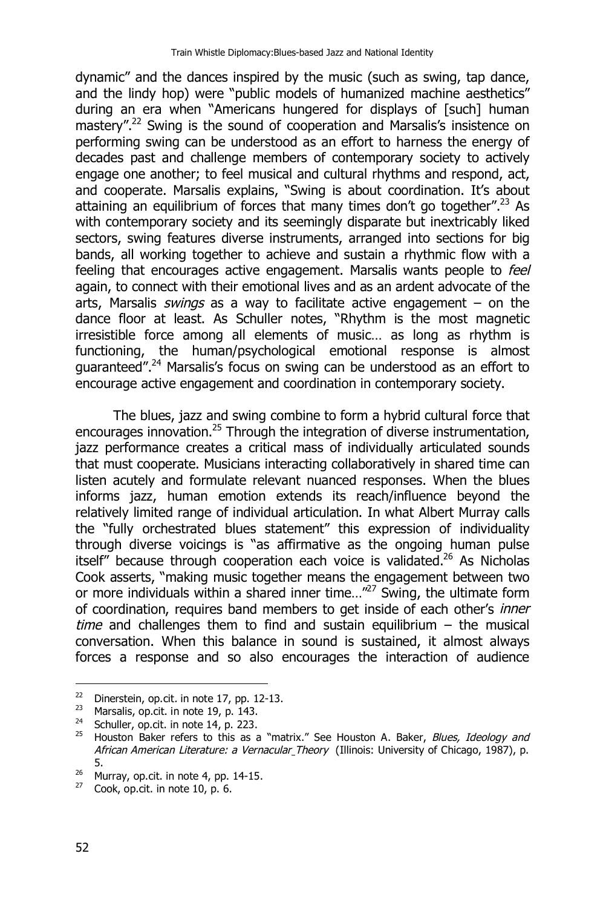dynamic" and the dances inspired by the music (such as swing, tap dance, and the lindy hop) were "public models of humanized machine aesthetics" during an era when "Americans hungered for displays of [such] human mastery".[22] Swing is the sound of cooperation and Marsalis's insistence on performing swing can be understood as an effort to harness the energy of decades past and challenge members of contemporary society to actively engage one another; to feel musical and cultural rhythms and respond, act, and cooperate. Marsalis explains, "Swing is about coordination. It's about attaining an equilibrium of forces that many times don't go together".[23] As with contemporary society and its seemingly disparate but inextricably liked sectors, swing features diverse instruments, arranged into sections for big bands, all working together to achieve and sustain a rhythmic flow with a feeling that encourages active engagement. Marsalis wants people to *feel* again, to connect with their emotional lives and as an ardent advocate of the arts, Marsalis *swings* as a way to facilitate active engagement – on the dance floor at least. As Schuller notes, "Rhythm is the most magnetic irresistible force among all elements of music… as long as rhythm is functioning, the human/psychological emotional response is almost guaranteed".[24] Marsalis's focus on swing can be understood as an effort to encourage active engagement and coordination in contemporary society.

The blues, jazz and swing combine to form a hybrid cultural force that encourages innovation.[25] Through the integration of diverse instrumentation, jazz performance creates a critical mass of individually articulated sounds that must cooperate. Musicians interacting collaboratively in shared time can listen acutely and formulate relevant nuanced responses. When the blues informs jazz, human emotion extends its reach/influence beyond the relatively limited range of individual articulation. In what Albert Murray calls the "fully orchestrated blues statement" this expression of individuality through diverse voicings is "as affirmative as the ongoing human pulse itself" because through cooperation each voice is validated.[26] As Nicholas Cook asserts, "making music together means the engagement between two or more individuals within a shared inner time…"[27] Swing, the ultimate form of coordination, requires band members to get inside of each other's *inner time* and challenges them to find and sustain equilibrium – the musical conversation. When this balance in sound is sustained, it almost always forces a response and so also encourages the interaction of audience

---

22 Dinerstein, op.cit. in note 17, pp. 12-13.

23 Marsalis, op.cit. in note 19, p. 143.

24 Schuller, op.cit. in note 14, p. 223.

25 Houston Baker refers to this as a "matrix." See Houston A. Baker, *Blues, Ideology and African American Literature: a Vernacular Theory* (Illinois: University of Chicago, 1987), p. 5.

26 Murray, op.cit. in note 4, pp. 14-15.

27 Cook, op.cit. in note 10, p. 6.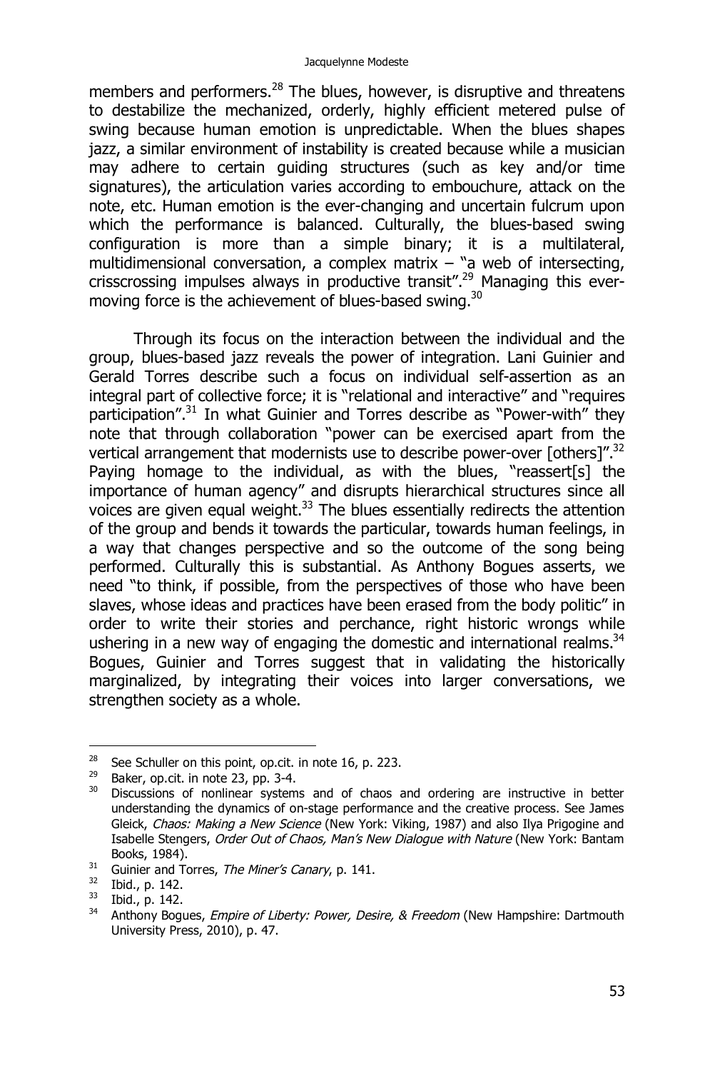members and performers.[28] The blues, however, is disruptive and threatens to destabilize the mechanized, orderly, highly efficient metered pulse of swing because human emotion is unpredictable. When the blues shapes jazz, a similar environment of instability is created because while a musician may adhere to certain guiding structures (such as key and/or time signatures), the articulation varies according to embouchure, attack on the note, etc. Human emotion is the ever-changing and uncertain fulcrum upon which the performance is balanced. Culturally, the blues-based swing configuration is more than a simple binary; it is a multilateral, multidimensional conversation, a complex matrix – "a web of intersecting, crisscrossing impulses always in productive transit".[29] Managing this ever-moving force is the achievement of blues-based swing.[30]

Through its focus on the interaction between the individual and the group, blues-based jazz reveals the power of integration. Lani Guinier and Gerald Torres describe such a focus on individual self-assertion as an integral part of collective force; it is "relational and interactive" and "requires participation".[31] In what Guinier and Torres describe as "Power-with" they note that through collaboration "power can be exercised apart from the vertical arrangement that modernists use to describe power-over [others]".[32] Paying homage to the individual, as with the blues, "reassert[s] the importance of human agency" and disrupts hierarchical structures since all voices are given equal weight.[33] The blues essentially redirects the attention of the group and bends it towards the particular, towards human feelings, in a way that changes perspective and so the outcome of the song being performed. Culturally this is substantial. As Anthony Bogues asserts, we need "to think, if possible, from the perspectives of those who have been slaves, whose ideas and practices have been erased from the body politic" in order to write their stories and perchance, right historic wrongs while ushering in a new way of engaging the domestic and international realms.[34] Bogues, Guinier and Torres suggest that in validating the historically marginalized, by integrating their voices into larger conversations, we strengthen society as a whole.

---

[28] See Schuller on this point, op.cit. in note 16, p. 223.

[29] Baker, op.cit. in note 23, pp. 3-4.

[30] Discussions of nonlinear systems and of chaos and ordering are instructive in better understanding the dynamics of on-stage performance and the creative process. See James Gleick, *Chaos: Making a New Science* (New York: Viking, 1987) and also Ilya Prigogine and Isabelle Stengers, *Order Out of Chaos, Man's New Dialogue with Nature* (New York: Bantam Books, 1984).

[31] Guinier and Torres, *The Miner's Canary*, p. 141.

[32] Ibid., p. 142.

[33] Ibid., p. 142.

[34] Anthony Bogues, *Empire of Liberty: Power, Desire, & Freedom* (New Hampshire: Dartmouth University Press, 2010), p. 47.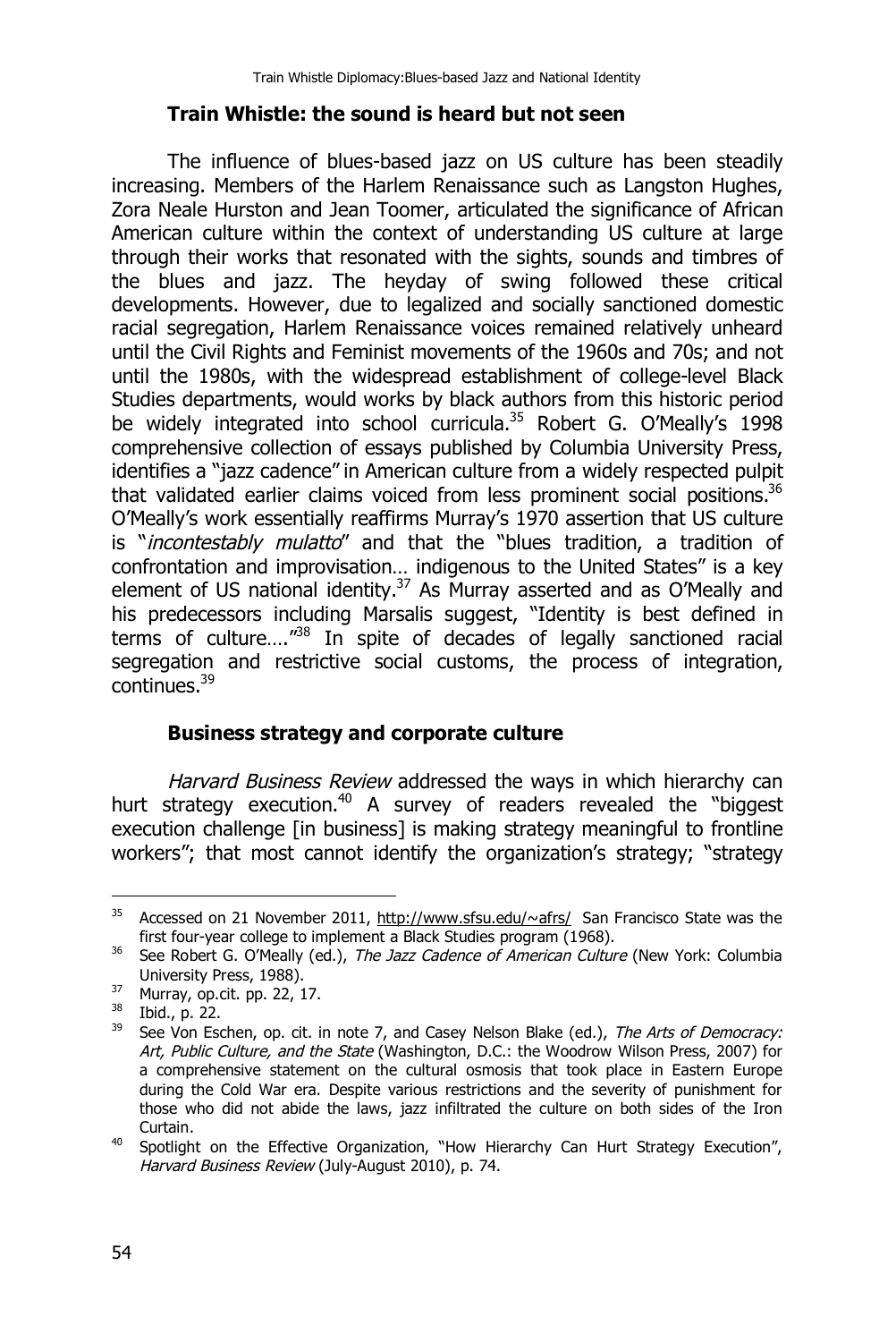## Train Whistle: the sound is heard but not seen

The influence of blues-based jazz on US culture has been steadily increasing. Members of the Harlem Renaissance such as Langston Hughes, Zora Neale Hurston and Jean Toomer, articulated the significance of African American culture within the context of understanding US culture at large through their works that resonated with the sights, sounds and timbres of the blues and jazz. The heyday of swing followed these critical developments. However, due to legalized and socially sanctioned domestic racial segregation, Harlem Renaissance voices remained relatively unheard until the Civil Rights and Feminist movements of the 1960s and 70s; and not until the 1980s, with the widespread establishment of college-level Black Studies departments, would works by black authors from this historic period be widely integrated into school curricula.[35] Robert G. O'Meally's 1998 comprehensive collection of essays published by Columbia University Press, identifies a "jazz cadence" in American culture from a widely respected pulpit that validated earlier claims voiced from less prominent social positions.[36] O'Meally's work essentially reaffirms Murray's 1970 assertion that US culture is "*incontestably mulatto*" and that the "blues tradition, a tradition of confrontation and improvisation… indigenous to the United States" is a key element of US national identity.[37] As Murray asserted and as O'Meally and his predecessors including Marsalis suggest, "Identity is best defined in terms of culture…."[38] In spite of decades of legally sanctioned racial segregation and restrictive social customs, the process of integration, continues.[39]

## Business strategy and corporate culture

*Harvard Business Review* addressed the ways in which hierarchy can hurt strategy execution.[40] A survey of readers revealed the "biggest execution challenge [in business] is making strategy meaningful to frontline workers"; that most cannot identify the organization's strategy; "strategy

---

[35] Accessed on 21 November 2011, http://www.sfsu.edu/~afrs/ San Francisco State was the first four-year college to implement a Black Studies program (1968).

[36] See Robert G. O'Meally (ed.), *The Jazz Cadence of American Culture* (New York: Columbia University Press, 1988).

[37] Murray, op.cit. pp. 22, 17.

[38] Ibid., p. 22.

[39] See Von Eschen, op. cit. in note 7, and Casey Nelson Blake (ed.), *The Arts of Democracy: Art, Public Culture, and the State* (Washington, D.C.: the Woodrow Wilson Press, 2007) for a comprehensive statement on the cultural osmosis that took place in Eastern Europe during the Cold War era. Despite various restrictions and the severity of punishment for those who did not abide the laws, jazz infiltrated the culture on both sides of the Iron Curtain.

[40] Spotlight on the Effective Organization, "How Hierarchy Can Hurt Strategy Execution", *Harvard Business Review* (July-August 2010), p. 74.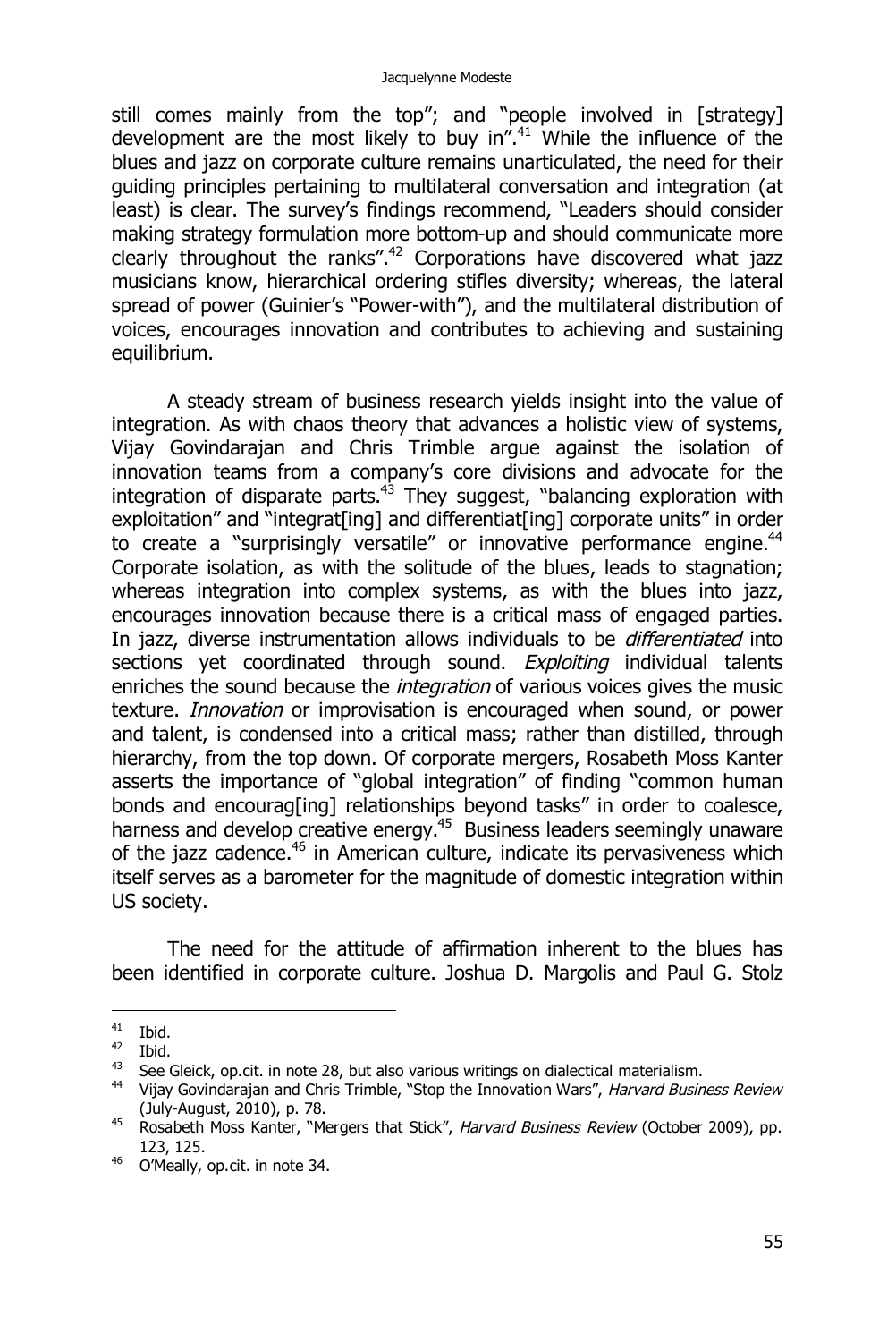still comes mainly from the top"; and "people involved in [strategy] development are the most likely to buy in".[41] While the influence of the blues and jazz on corporate culture remains unarticulated, the need for their guiding principles pertaining to multilateral conversation and integration (at least) is clear. The survey's findings recommend, "Leaders should consider making strategy formulation more bottom-up and should communicate more clearly throughout the ranks".[42] Corporations have discovered what jazz musicians know, hierarchical ordering stifles diversity; whereas, the lateral spread of power (Guinier's "Power-with"), and the multilateral distribution of voices, encourages innovation and contributes to achieving and sustaining equilibrium.

A steady stream of business research yields insight into the value of integration. As with chaos theory that advances a holistic view of systems, Vijay Govindarajan and Chris Trimble argue against the isolation of innovation teams from a company's core divisions and advocate for the integration of disparate parts.[43] They suggest, "balancing exploration with exploitation" and "integrat[ing] and differentiat[ing] corporate units" in order to create a "surprisingly versatile" or innovative performance engine.[44] Corporate isolation, as with the solitude of the blues, leads to stagnation; whereas integration into complex systems, as with the blues into jazz, encourages innovation because there is a critical mass of engaged parties. In jazz, diverse instrumentation allows individuals to be *differentiated* into sections yet coordinated through sound. *Exploiting* individual talents enriches the sound because the *integration* of various voices gives the music texture. *Innovation* or improvisation is encouraged when sound, or power and talent, is condensed into a critical mass; rather than distilled, through hierarchy, from the top down. Of corporate mergers, Rosabeth Moss Kanter asserts the importance of "global integration" of finding "common human bonds and encourag[ing] relationships beyond tasks" in order to coalesce, harness and develop creative energy.[45] Business leaders seemingly unaware of the jazz cadence.[46] in American culture, indicate its pervasiveness which itself serves as a barometer for the magnitude of domestic integration within US society.

The need for the attitude of affirmation inherent to the blues has been identified in corporate culture. Joshua D. Margolis and Paul G. Stolz

---

[41] Ibid.

[42] Ibid.

[43] See Gleick, op.cit. in note 28, but also various writings on dialectical materialism.

[44] Vijay Govindarajan and Chris Trimble, "Stop the Innovation Wars", *Harvard Business Review* (July-August, 2010), p. 78.

[45] Rosabeth Moss Kanter, "Mergers that Stick", *Harvard Business Review* (October 2009), pp. 123, 125.

[46] O'Meally, op.cit. in note 34.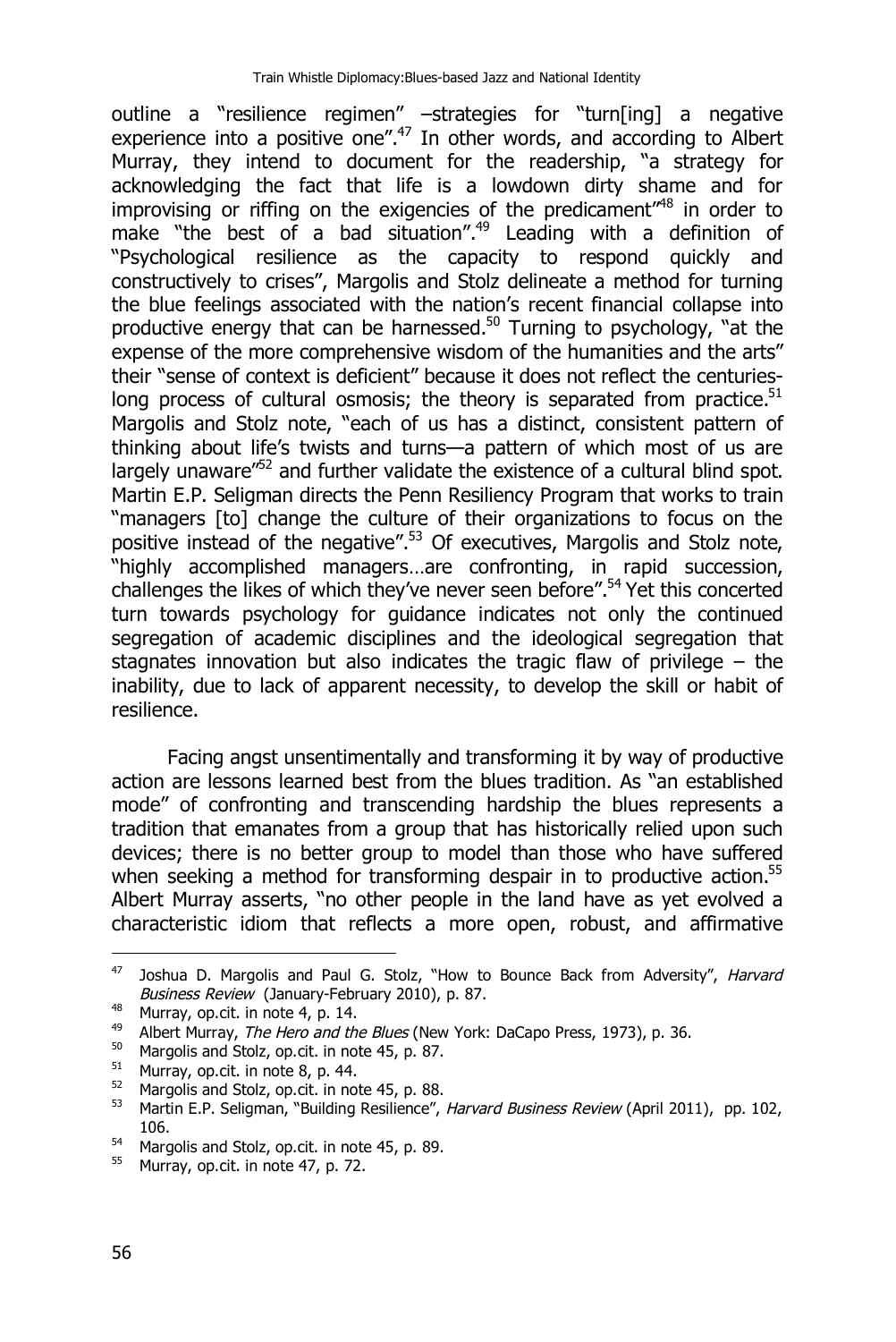outline a "resilience regimen" –strategies for "turn[ing] a negative experience into a positive one".[47] In other words, and according to Albert Murray, they intend to document for the readership, "a strategy for acknowledging the fact that life is a lowdown dirty shame and for improvising or riffing on the exigencies of the predicament"[48] in order to make "the best of a bad situation".[49] Leading with a definition of "Psychological resilience as the capacity to respond quickly and constructively to crises", Margolis and Stolz delineate a method for turning the blue feelings associated with the nation's recent financial collapse into productive energy that can be harnessed.[50] Turning to psychology, "at the expense of the more comprehensive wisdom of the humanities and the arts" their "sense of context is deficient" because it does not reflect the centuries-long process of cultural osmosis; the theory is separated from practice.[51] Margolis and Stolz note, "each of us has a distinct, consistent pattern of thinking about life's twists and turns—a pattern of which most of us are largely unaware"[52] and further validate the existence of a cultural blind spot. Martin E.P. Seligman directs the Penn Resiliency Program that works to train "managers [to] change the culture of their organizations to focus on the positive instead of the negative".[53] Of executives, Margolis and Stolz note, "highly accomplished managers…are confronting, in rapid succession, challenges the likes of which they've never seen before".[54] Yet this concerted turn towards psychology for guidance indicates not only the continued segregation of academic disciplines and the ideological segregation that stagnates innovation but also indicates the tragic flaw of privilege – the inability, due to lack of apparent necessity, to develop the skill or habit of resilience.

Facing angst unsentimentally and transforming it by way of productive action are lessons learned best from the blues tradition. As "an established mode" of confronting and transcending hardship the blues represents a tradition that emanates from a group that has historically relied upon such devices; there is no better group to model than those who have suffered when seeking a method for transforming despair in to productive action.[55] Albert Murray asserts, "no other people in the land have as yet evolved a characteristic idiom that reflects a more open, robust, and affirmative

---

47 Joshua D. Margolis and Paul G. Stolz, "How to Bounce Back from Adversity", *Harvard Business Review* (January-February 2010), p. 87.

48 Murray, op.cit. in note 4, p. 14.

49 Albert Murray, *The Hero and the Blues* (New York: DaCapo Press, 1973), p. 36.

50 Margolis and Stolz, op.cit. in note 45, p. 87.

51 Murray, op.cit. in note 8, p. 44.

52 Margolis and Stolz, op.cit. in note 45, p. 88.

53 Martin E.P. Seligman, "Building Resilience", *Harvard Business Review* (April 2011), pp. 102, 106.

54 Margolis and Stolz, op.cit. in note 45, p. 89.

55 Murray, op.cit. in note 47, p. 72.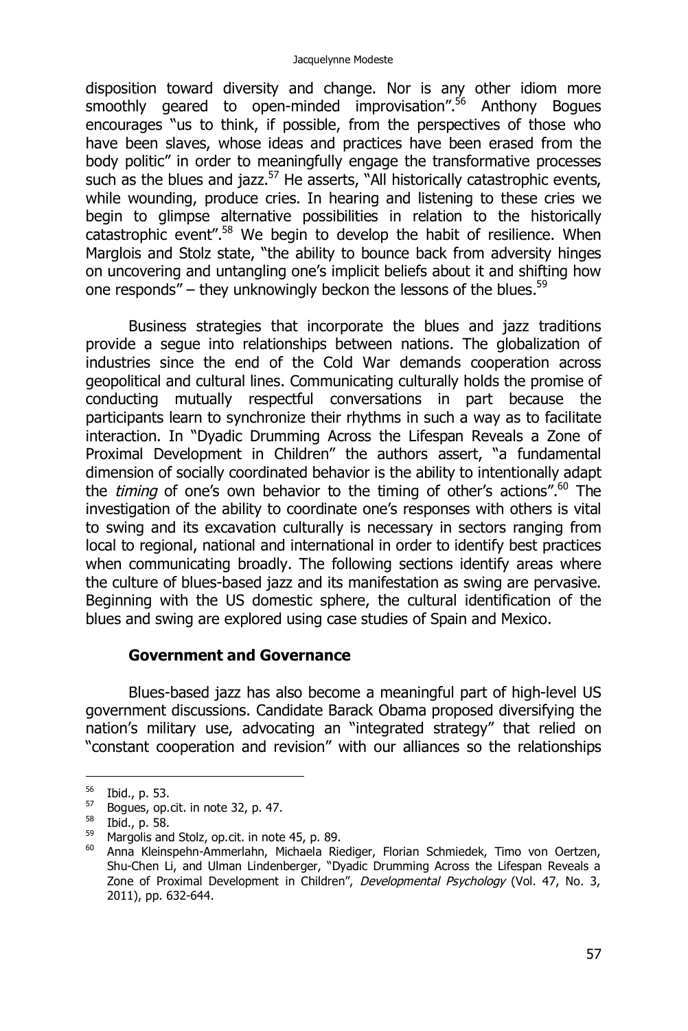disposition toward diversity and change. Nor is any other idiom more smoothly geared to open-minded improvisation".[56] Anthony Bogues encourages "us to think, if possible, from the perspectives of those who have been slaves, whose ideas and practices have been erased from the body politic" in order to meaningfully engage the transformative processes such as the blues and jazz.[57] He asserts, "All historically catastrophic events, while wounding, produce cries. In hearing and listening to these cries we begin to glimpse alternative possibilities in relation to the historically catastrophic event".[58] We begin to develop the habit of resilience. When Marglois and Stolz state, "the ability to bounce back from adversity hinges on uncovering and untangling one's implicit beliefs about it and shifting how one responds" – they unknowingly beckon the lessons of the blues.[59]

Business strategies that incorporate the blues and jazz traditions provide a segue into relationships between nations. The globalization of industries since the end of the Cold War demands cooperation across geopolitical and cultural lines. Communicating culturally holds the promise of conducting mutually respectful conversations in part because the participants learn to synchronize their rhythms in such a way as to facilitate interaction. In "Dyadic Drumming Across the Lifespan Reveals a Zone of Proximal Development in Children" the authors assert, "a fundamental dimension of socially coordinated behavior is the ability to intentionally adapt the *timing* of one's own behavior to the timing of other's actions".[60] The investigation of the ability to coordinate one's responses with others is vital to swing and its excavation culturally is necessary in sectors ranging from local to regional, national and international in order to identify best practices when communicating broadly. The following sections identify areas where the culture of blues-based jazz and its manifestation as swing are pervasive. Beginning with the US domestic sphere, the cultural identification of the blues and swing are explored using case studies of Spain and Mexico.

### Government and Governance

Blues-based jazz has also become a meaningful part of high-level US government discussions. Candidate Barack Obama proposed diversifying the nation's military use, advocating an "integrated strategy" that relied on "constant cooperation and revision" with our alliances so the relationships

---

56 Ibid., p. 53.

57 Bogues, op.cit. in note 32, p. 47.

58 Ibid., p. 58.

59 Margolis and Stolz, op.cit. in note 45, p. 89.

60 Anna Kleinspehn-Ammerlahn, Michaela Riediger, Florian Schmiedek, Timo von Oertzen, Shu-Chen Li, and Ulman Lindenberger, "Dyadic Drumming Across the Lifespan Reveals a Zone of Proximal Development in Children", *Developmental Psychology* (Vol. 47, No. 3, 2011), pp. 632-644.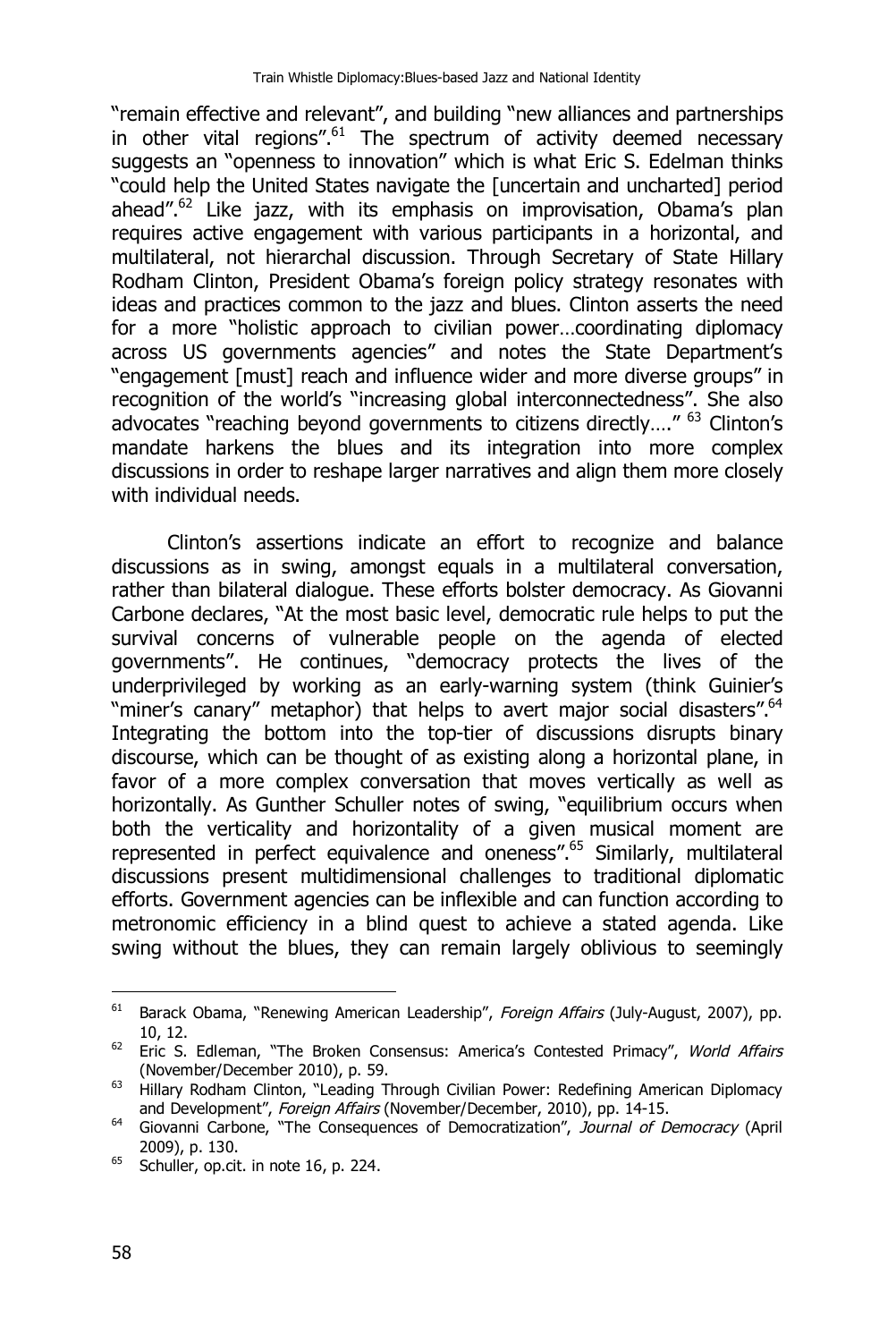"remain effective and relevant", and building "new alliances and partnerships in other vital regions".[61] The spectrum of activity deemed necessary suggests an "openness to innovation" which is what Eric S. Edelman thinks "could help the United States navigate the [uncertain and uncharted] period ahead".[62] Like jazz, with its emphasis on improvisation, Obama's plan requires active engagement with various participants in a horizontal, and multilateral, not hierarchal discussion. Through Secretary of State Hillary Rodham Clinton, President Obama's foreign policy strategy resonates with ideas and practices common to the jazz and blues. Clinton asserts the need for a more "holistic approach to civilian power…coordinating diplomacy across US governments agencies" and notes the State Department's "engagement [must] reach and influence wider and more diverse groups" in recognition of the world's "increasing global interconnectedness". She also advocates "reaching beyond governments to citizens directly…." [63] Clinton's mandate harkens the blues and its integration into more complex discussions in order to reshape larger narratives and align them more closely with individual needs.

Clinton's assertions indicate an effort to recognize and balance discussions as in swing, amongst equals in a multilateral conversation, rather than bilateral dialogue. These efforts bolster democracy. As Giovanni Carbone declares, "At the most basic level, democratic rule helps to put the survival concerns of vulnerable people on the agenda of elected governments". He continues, "democracy protects the lives of the underprivileged by working as an early-warning system (think Guinier's "miner's canary" metaphor) that helps to avert major social disasters".[64] Integrating the bottom into the top-tier of discussions disrupts binary discourse, which can be thought of as existing along a horizontal plane, in favor of a more complex conversation that moves vertically as well as horizontally. As Gunther Schuller notes of swing, "equilibrium occurs when both the verticality and horizontality of a given musical moment are represented in perfect equivalence and oneness".[65] Similarly, multilateral discussions present multidimensional challenges to traditional diplomatic efforts. Government agencies can be inflexible and can function according to metronomic efficiency in a blind quest to achieve a stated agenda. Like swing without the blues, they can remain largely oblivious to seemingly

---

[61] Barack Obama, "Renewing American Leadership", *Foreign Affairs* (July-August, 2007), pp. 10, 12.

[62] Eric S. Edleman, "The Broken Consensus: America's Contested Primacy", *World Affairs* (November/December 2010), p. 59.

[63] Hillary Rodham Clinton, "Leading Through Civilian Power: Redefining American Diplomacy and Development", *Foreign Affairs* (November/December, 2010), pp. 14-15.

[64] Giovanni Carbone, "The Consequences of Democratization", *Journal of Democracy* (April 2009), p. 130.

[65] Schuller, op.cit. in note 16, p. 224.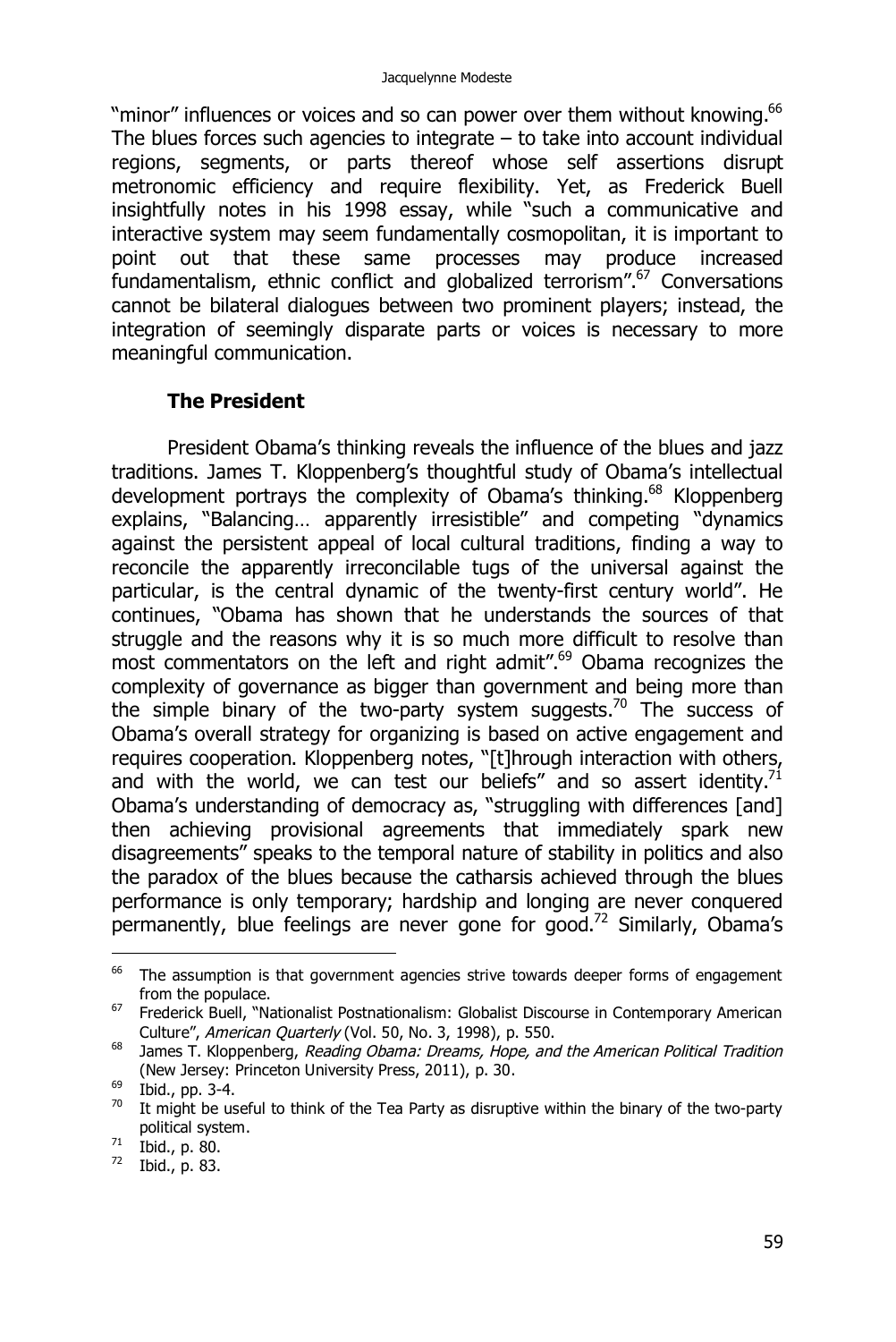"minor" influences or voices and so can power over them without knowing.[66] The blues forces such agencies to integrate – to take into account individual regions, segments, or parts thereof whose self assertions disrupt metronomic efficiency and require flexibility. Yet, as Frederick Buell insightfully notes in his 1998 essay, while "such a communicative and interactive system may seem fundamentally cosmopolitan, it is important to point out that these same processes may produce increased fundamentalism, ethnic conflict and globalized terrorism".[67] Conversations cannot be bilateral dialogues between two prominent players; instead, the integration of seemingly disparate parts or voices is necessary to more meaningful communication.

## The President

President Obama's thinking reveals the influence of the blues and jazz traditions. James T. Kloppenberg's thoughtful study of Obama's intellectual development portrays the complexity of Obama's thinking.[68] Kloppenberg explains, "Balancing… apparently irresistible" and competing "dynamics against the persistent appeal of local cultural traditions, finding a way to reconcile the apparently irreconcilable tugs of the universal against the particular, is the central dynamic of the twenty-first century world". He continues, "Obama has shown that he understands the sources of that struggle and the reasons why it is so much more difficult to resolve than most commentators on the left and right admit".[69] Obama recognizes the complexity of governance as bigger than government and being more than the simple binary of the two-party system suggests.[70] The success of Obama's overall strategy for organizing is based on active engagement and requires cooperation. Kloppenberg notes, "[t]hrough interaction with others, and with the world, we can test our beliefs" and so assert identity.[71] Obama's understanding of democracy as, "struggling with differences [and] then achieving provisional agreements that immediately spark new disagreements" speaks to the temporal nature of stability in politics and also the paradox of the blues because the catharsis achieved through the blues performance is only temporary; hardship and longing are never conquered permanently, blue feelings are never gone for good.[72] Similarly, Obama's

---

[66] The assumption is that government agencies strive towards deeper forms of engagement from the populace.

[67] Frederick Buell, "Nationalist Postnationalism: Globalist Discourse in Contemporary American Culture", *American Quarterly* (Vol. 50, No. 3, 1998), p. 550.

[68] James T. Kloppenberg, *Reading Obama: Dreams, Hope, and the American Political Tradition* (New Jersey: Princeton University Press, 2011), p. 30.

[69] Ibid., pp. 3-4.

[70] It might be useful to think of the Tea Party as disruptive within the binary of the two-party political system.

[71] Ibid., p. 80.

[72] Ibid., p. 83.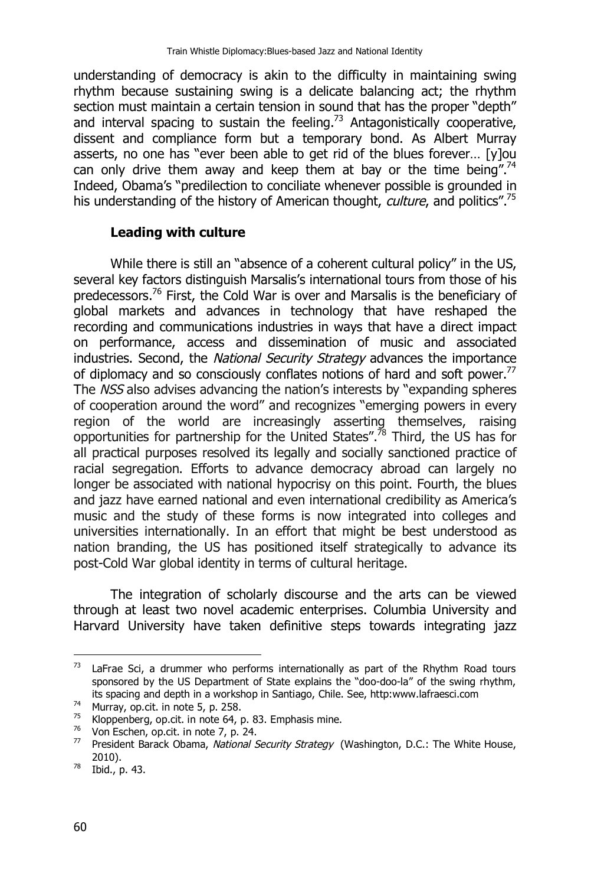understanding of democracy is akin to the difficulty in maintaining swing rhythm because sustaining swing is a delicate balancing act; the rhythm section must maintain a certain tension in sound that has the proper "depth" and interval spacing to sustain the feeling.[73] Antagonistically cooperative, dissent and compliance form but a temporary bond. As Albert Murray asserts, no one has "ever been able to get rid of the blues forever… [y]ou can only drive them away and keep them at bay or the time being".[74] Indeed, Obama's "predilection to conciliate whenever possible is grounded in his understanding of the history of American thought, *culture*, and politics".[75]

### Leading with culture

While there is still an "absence of a coherent cultural policy" in the US, several key factors distinguish Marsalis's international tours from those of his predecessors.[76] First, the Cold War is over and Marsalis is the beneficiary of global markets and advances in technology that have reshaped the recording and communications industries in ways that have a direct impact on performance, access and dissemination of music and associated industries. Second, the *National Security Strategy* advances the importance of diplomacy and so consciously conflates notions of hard and soft power.[77] The *NSS* also advises advancing the nation's interests by "expanding spheres of cooperation around the word" and recognizes "emerging powers in every region of the world are increasingly asserting themselves, raising opportunities for partnership for the United States".[78] Third, the US has for all practical purposes resolved its legally and socially sanctioned practice of racial segregation. Efforts to advance democracy abroad can largely no longer be associated with national hypocrisy on this point. Fourth, the blues and jazz have earned national and even international credibility as America's music and the study of these forms is now integrated into colleges and universities internationally. In an effort that might be best understood as nation branding, the US has positioned itself strategically to advance its post-Cold War global identity in terms of cultural heritage.

The integration of scholarly discourse and the arts can be viewed through at least two novel academic enterprises. Columbia University and Harvard University have taken definitive steps towards integrating jazz

---

[73] LaFrae Sci, a drummer who performs internationally as part of the Rhythm Road tours sponsored by the US Department of State explains the "doo-doo-la" of the swing rhythm, its spacing and depth in a workshop in Santiago, Chile. See, http:www.lafraesci.com

[74] Murray, op.cit. in note 5, p. 258.

[75] Kloppenberg, op.cit. in note 64, p. 83. Emphasis mine.

[76] Von Eschen, op.cit. in note 7, p. 24.

[77] President Barack Obama, *National Security Strategy* (Washington, D.C.: The White House, 2010).

[78] Ibid., p. 43.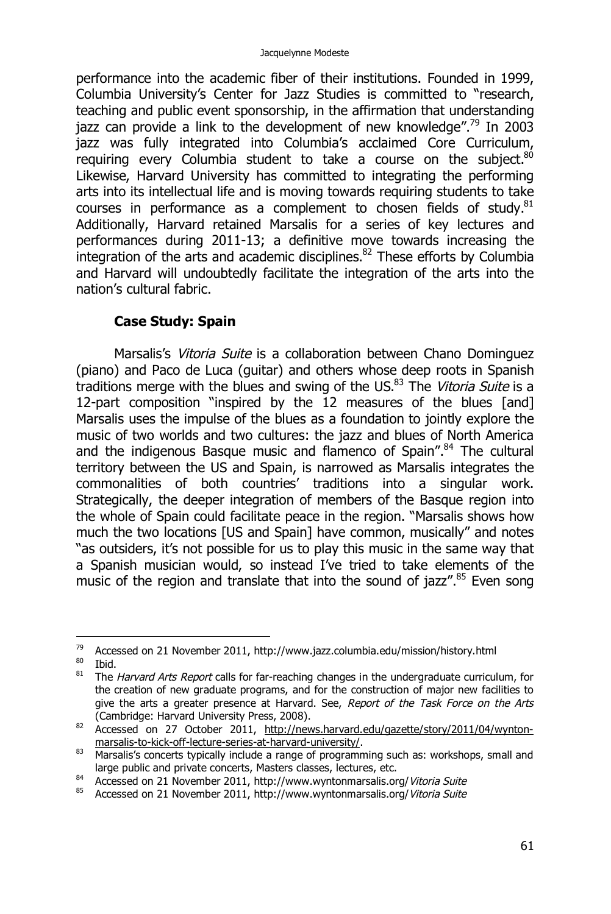performance into the academic fiber of their institutions. Founded in 1999, Columbia University's Center for Jazz Studies is committed to "research, teaching and public event sponsorship, in the affirmation that understanding jazz can provide a link to the development of new knowledge".[79] In 2003 jazz was fully integrated into Columbia's acclaimed Core Curriculum, requiring every Columbia student to take a course on the subject.[80] Likewise, Harvard University has committed to integrating the performing arts into its intellectual life and is moving towards requiring students to take courses in performance as a complement to chosen fields of study.[81] Additionally, Harvard retained Marsalis for a series of key lectures and performances during 2011-13; a definitive move towards increasing the integration of the arts and academic disciplines.[82] These efforts by Columbia and Harvard will undoubtedly facilitate the integration of the arts into the nation's cultural fabric.

**Case Study: Spain**

Marsalis's *Vitoria Suite* is a collaboration between Chano Dominguez (piano) and Paco de Luca (guitar) and others whose deep roots in Spanish traditions merge with the blues and swing of the US.[83] The *Vitoria Suite* is a 12-part composition "inspired by the 12 measures of the blues [and] Marsalis uses the impulse of the blues as a foundation to jointly explore the music of two worlds and two cultures: the jazz and blues of North America and the indigenous Basque music and flamenco of Spain".[84] The cultural territory between the US and Spain, is narrowed as Marsalis integrates the commonalities of both countries' traditions into a singular work. Strategically, the deeper integration of members of the Basque region into the whole of Spain could facilitate peace in the region. "Marsalis shows how much the two locations [US and Spain] have common, musically" and notes "as outsiders, it's not possible for us to play this music in the same way that a Spanish musician would, so instead I've tried to take elements of the music of the region and translate that into the sound of jazz".[85] Even song

---

[79] Accessed on 21 November 2011, http://www.jazz.columbia.edu/mission/history.html

[80] Ibid.

[81] The *Harvard Arts Report* calls for far-reaching changes in the undergraduate curriculum, for the creation of new graduate programs, and for the construction of major new facilities to give the arts a greater presence at Harvard. See, *Report of the Task Force on the Arts* (Cambridge: Harvard University Press, 2008).

[82] Accessed on 27 October 2011, http://news.harvard.edu/gazette/story/2011/04/wynton-marsalis-to-kick-off-lecture-series-at-harvard-university/.

[83] Marsalis's concerts typically include a range of programming such as: workshops, small and large public and private concerts, Masters classes, lectures, etc.

[84] Accessed on 21 November 2011, http://www.wyntonmarsalis.org/*Vitoria Suite*

[85] Accessed on 21 November 2011, http://www.wyntonmarsalis.org/*Vitoria Suite*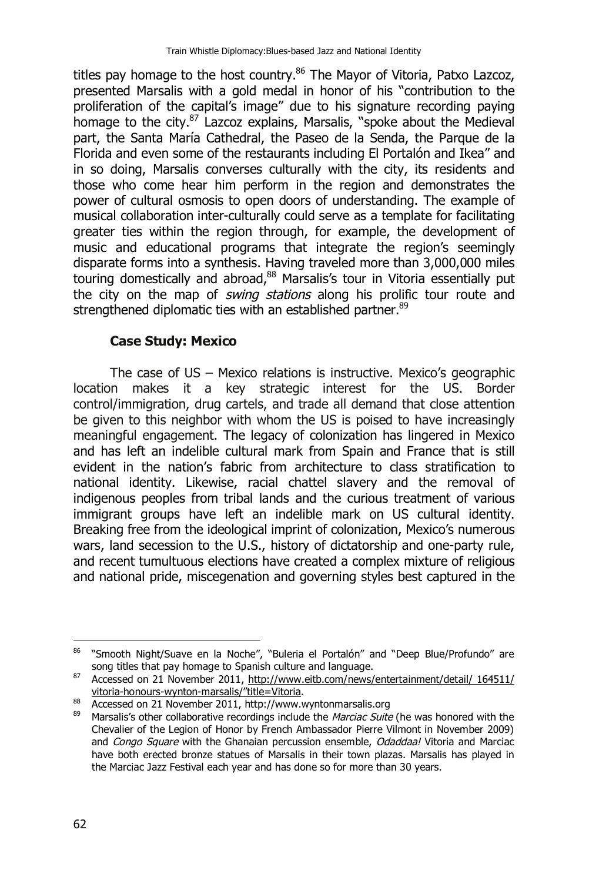titles pay homage to the host country.[86] The Mayor of Vitoria, Patxo Lazcoz, presented Marsalis with a gold medal in honor of his "contribution to the proliferation of the capital's image" due to his signature recording paying homage to the city.[87] Lazcoz explains, Marsalis, "spoke about the Medieval part, the Santa María Cathedral, the Paseo de la Senda, the Parque de la Florida and even some of the restaurants including El Portalón and Ikea" and in so doing, Marsalis converses culturally with the city, its residents and those who come hear him perform in the region and demonstrates the power of cultural osmosis to open doors of understanding. The example of musical collaboration inter-culturally could serve as a template for facilitating greater ties within the region through, for example, the development of music and educational programs that integrate the region's seemingly disparate forms into a synthesis. Having traveled more than 3,000,000 miles touring domestically and abroad,[88] Marsalis's tour in Vitoria essentially put the city on the map of *swing stations* along his prolific tour route and strengthened diplomatic ties with an established partner.[89]

### Case Study: Mexico

The case of US – Mexico relations is instructive. Mexico's geographic location makes it a key strategic interest for the US. Border control/immigration, drug cartels, and trade all demand that close attention be given to this neighbor with whom the US is poised to have increasingly meaningful engagement. The legacy of colonization has lingered in Mexico and has left an indelible cultural mark from Spain and France that is still evident in the nation's fabric from architecture to class stratification to national identity. Likewise, racial chattel slavery and the removal of indigenous peoples from tribal lands and the curious treatment of various immigrant groups have left an indelible mark on US cultural identity. Breaking free from the ideological imprint of colonization, Mexico's numerous wars, land secession to the U.S., history of dictatorship and one-party rule, and recent tumultuous elections have created a complex mixture of religious and national pride, miscegenation and governing styles best captured in the

---

[86] "Smooth Night/Suave en la Noche", "Buleria el Portalón" and "Deep Blue/Profundo" are song titles that pay homage to Spanish culture and language.

[87] Accessed on 21 November 2011, http://www.eitb.com/news/entertainment/detail/ 164511/ vitoria-honours-wynton-marsalis/"title=Vitoria.

[88] Accessed on 21 November 2011, http://www.wyntonmarsalis.org

[89] Marsalis's other collaborative recordings include the *Marciac Suite* (he was honored with the Chevalier of the Legion of Honor by French Ambassador Pierre Vilmont in November 2009) and *Congo Square* with the Ghanaian percussion ensemble, *Odaddaa!* Vitoria and Marciac have both erected bronze statues of Marsalis in their town plazas. Marsalis has played in the Marciac Jazz Festival each year and has done so for more than 30 years.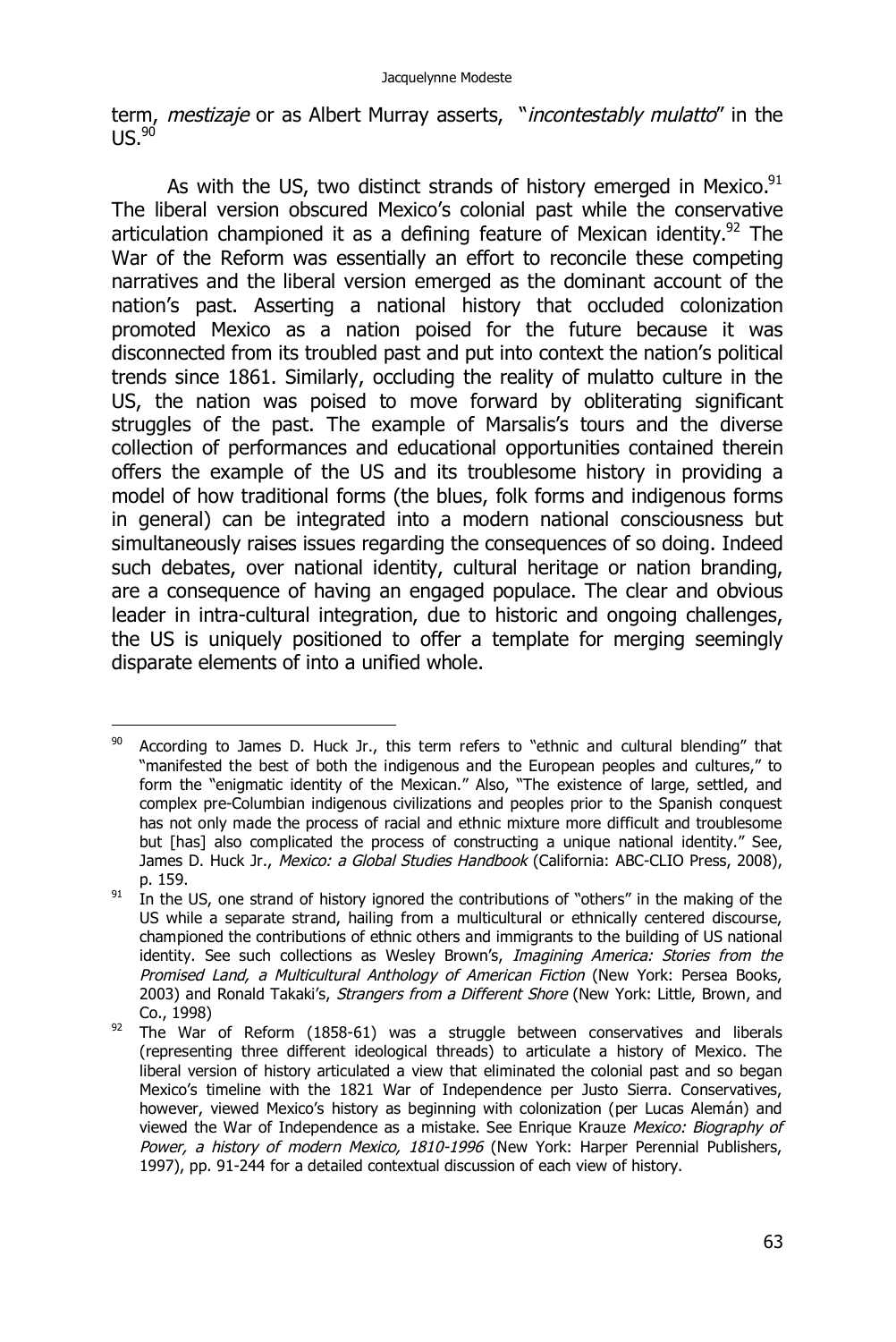term, *mestizaje* or as Albert Murray asserts, "*incontestably mulatto*" in the US.[90]

As with the US, two distinct strands of history emerged in Mexico.[91] The liberal version obscured Mexico's colonial past while the conservative articulation championed it as a defining feature of Mexican identity.[92] The War of the Reform was essentially an effort to reconcile these competing narratives and the liberal version emerged as the dominant account of the nation's past. Asserting a national history that occluded colonization promoted Mexico as a nation poised for the future because it was disconnected from its troubled past and put into context the nation's political trends since 1861. Similarly, occluding the reality of mulatto culture in the US, the nation was poised to move forward by obliterating significant struggles of the past. The example of Marsalis's tours and the diverse collection of performances and educational opportunities contained therein offers the example of the US and its troublesome history in providing a model of how traditional forms (the blues, folk forms and indigenous forms in general) can be integrated into a modern national consciousness but simultaneously raises issues regarding the consequences of so doing. Indeed such debates, over national identity, cultural heritage or nation branding, are a consequence of having an engaged populace. The clear and obvious leader in intra-cultural integration, due to historic and ongoing challenges, the US is uniquely positioned to offer a template for merging seemingly disparate elements of into a unified whole.

---

[90] According to James D. Huck Jr., this term refers to "ethnic and cultural blending" that "manifested the best of both the indigenous and the European peoples and cultures," to form the "enigmatic identity of the Mexican." Also, "The existence of large, settled, and complex pre-Columbian indigenous civilizations and peoples prior to the Spanish conquest has not only made the process of racial and ethnic mixture more difficult and troublesome but [has] also complicated the process of constructing a unique national identity." See, James D. Huck Jr., *Mexico: a Global Studies Handbook* (California: ABC-CLIO Press, 2008), p. 159.

[91] In the US, one strand of history ignored the contributions of "others" in the making of the US while a separate strand, hailing from a multicultural or ethnically centered discourse, championed the contributions of ethnic others and immigrants to the building of US national identity. See such collections as Wesley Brown's, *Imagining America: Stories from the Promised Land, a Multicultural Anthology of American Fiction* (New York: Persea Books, 2003) and Ronald Takaki's, *Strangers from a Different Shore* (New York: Little, Brown, and Co., 1998)

[92] The War of Reform (1858-61) was a struggle between conservatives and liberals (representing three different ideological threads) to articulate a history of Mexico. The liberal version of history articulated a view that eliminated the colonial past and so began Mexico's timeline with the 1821 War of Independence per Justo Sierra. Conservatives, however, viewed Mexico's history as beginning with colonization (per Lucas Alemán) and viewed the War of Independence as a mistake. See Enrique Krauze *Mexico: Biography of Power, a history of modern Mexico, 1810-1996* (New York: Harper Perennial Publishers, 1997), pp. 91-244 for a detailed contextual discussion of each view of history.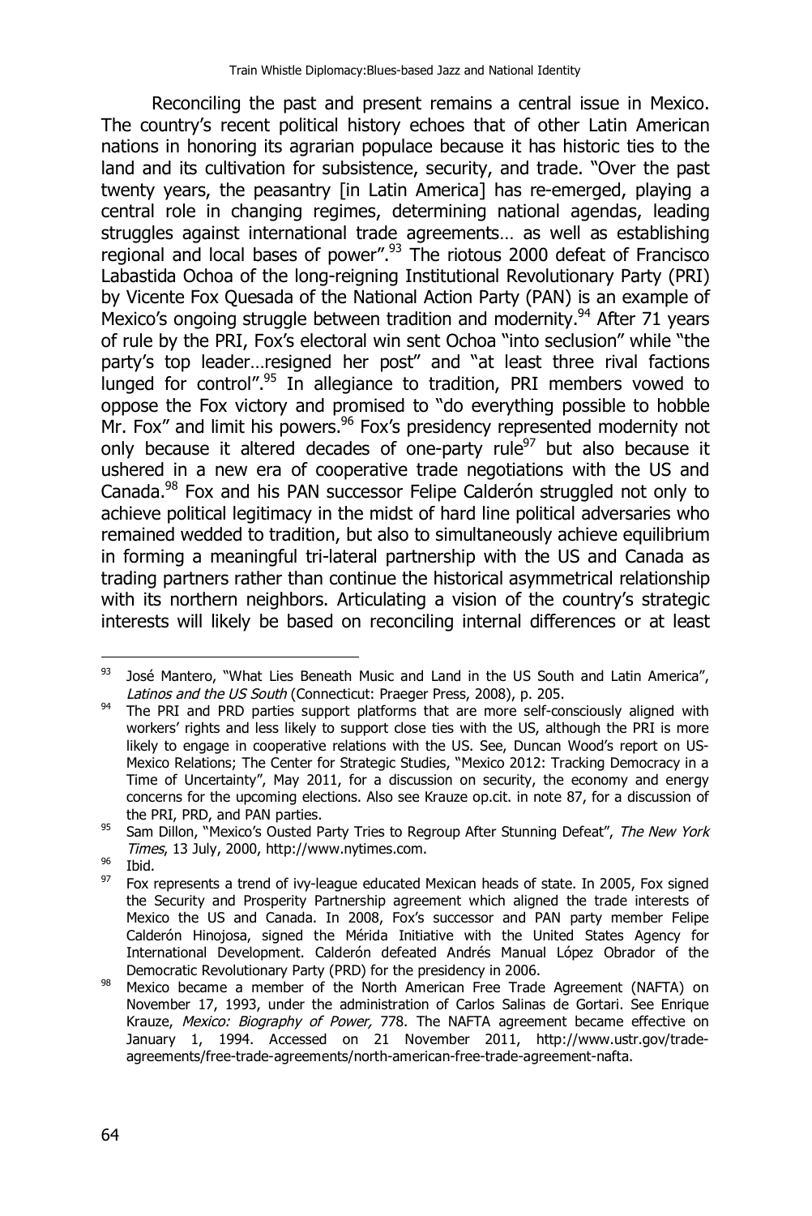Reconciling the past and present remains a central issue in Mexico. The country's recent political history echoes that of other Latin American nations in honoring its agrarian populace because it has historic ties to the land and its cultivation for subsistence, security, and trade. "Over the past twenty years, the peasantry [in Latin America] has re-emerged, playing a central role in changing regimes, determining national agendas, leading struggles against international trade agreements… as well as establishing regional and local bases of power".[93] The riotous 2000 defeat of Francisco Labastida Ochoa of the long-reigning Institutional Revolutionary Party (PRI) by Vicente Fox Quesada of the National Action Party (PAN) is an example of Mexico's ongoing struggle between tradition and modernity.[94] After 71 years of rule by the PRI, Fox's electoral win sent Ochoa "into seclusion" while "the party's top leader…resigned her post" and "at least three rival factions lunged for control".[95] In allegiance to tradition, PRI members vowed to oppose the Fox victory and promised to "do everything possible to hobble Mr. Fox" and limit his powers.[96] Fox's presidency represented modernity not only because it altered decades of one-party rule[97] but also because it ushered in a new era of cooperative trade negotiations with the US and Canada.[98] Fox and his PAN successor Felipe Calderón struggled not only to achieve political legitimacy in the midst of hard line political adversaries who remained wedded to tradition, but also to simultaneously achieve equilibrium in forming a meaningful tri-lateral partnership with the US and Canada as trading partners rather than continue the historical asymmetrical relationship with its northern neighbors. Articulating a vision of the country's strategic interests will likely be based on reconciling internal differences or at least

---

[93] José Mantero, "What Lies Beneath Music and Land in the US South and Latin America", *Latinos and the US South* (Connecticut: Praeger Press, 2008), p. 205.

[94] The PRI and PRD parties support platforms that are more self-consciously aligned with workers' rights and less likely to support close ties with the US, although the PRI is more likely to engage in cooperative relations with the US. See, Duncan Wood's report on US-Mexico Relations; The Center for Strategic Studies, "Mexico 2012: Tracking Democracy in a Time of Uncertainty", May 2011, for a discussion on security, the economy and energy concerns for the upcoming elections. Also see Krauze op.cit. in note 87, for a discussion of the PRI, PRD, and PAN parties.

[95] Sam Dillon, "Mexico's Ousted Party Tries to Regroup After Stunning Defeat", *The New York Times*, 13 July, 2000, http://www.nytimes.com.

[96] Ibid.

[97] Fox represents a trend of ivy-league educated Mexican heads of state. In 2005, Fox signed the Security and Prosperity Partnership agreement which aligned the trade interests of Mexico the US and Canada. In 2008, Fox's successor and PAN party member Felipe Calderón Hinojosa, signed the Mérida Initiative with the United States Agency for International Development. Calderón defeated Andrés Manual López Obrador of the Democratic Revolutionary Party (PRD) for the presidency in 2006.

[98] Mexico became a member of the North American Free Trade Agreement (NAFTA) on November 17, 1993, under the administration of Carlos Salinas de Gortari. See Enrique Krauze, *Mexico: Biography of Power,* 778. The NAFTA agreement became effective on January 1, 1994. Accessed on 21 November 2011, http://www.ustr.gov/trade-agreements/free-trade-agreements/north-american-free-trade-agreement-nafta.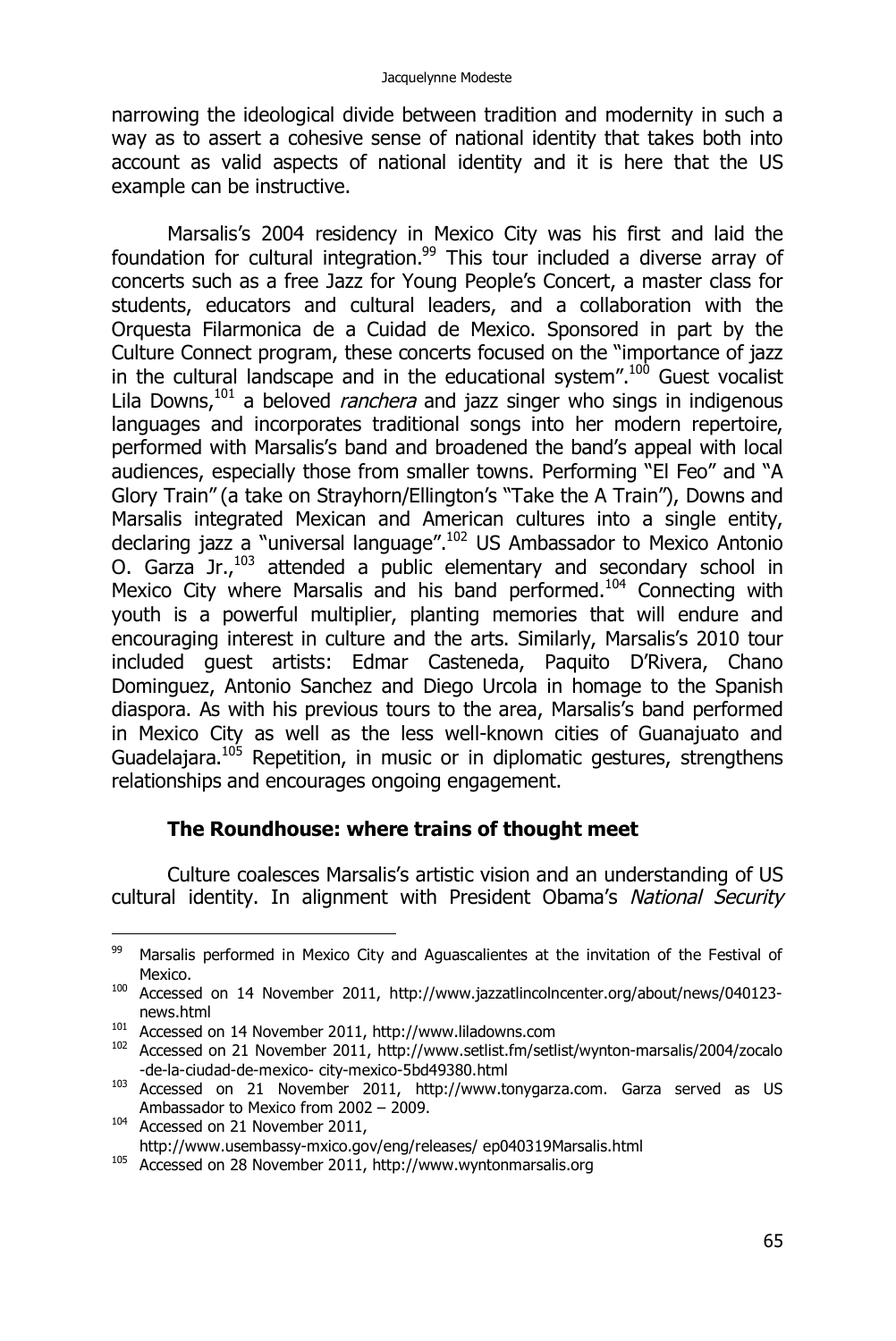narrowing the ideological divide between tradition and modernity in such a way as to assert a cohesive sense of national identity that takes both into account as valid aspects of national identity and it is here that the US example can be instructive.

Marsalis's 2004 residency in Mexico City was his first and laid the foundation for cultural integration.[99] This tour included a diverse array of concerts such as a free Jazz for Young People's Concert, a master class for students, educators and cultural leaders, and a collaboration with the Orquesta Filarmonica de a Cuidad de Mexico. Sponsored in part by the Culture Connect program, these concerts focused on the "importance of jazz in the cultural landscape and in the educational system".[100] Guest vocalist Lila Downs,[101] a beloved *ranchera* and jazz singer who sings in indigenous languages and incorporates traditional songs into her modern repertoire, performed with Marsalis's band and broadened the band's appeal with local audiences, especially those from smaller towns. Performing "El Feo" and "A Glory Train" (a take on Strayhorn/Ellington's "Take the A Train"), Downs and Marsalis integrated Mexican and American cultures into a single entity, declaring jazz a "universal language".[102] US Ambassador to Mexico Antonio O. Garza Jr.,[103] attended a public elementary and secondary school in Mexico City where Marsalis and his band performed.[104] Connecting with youth is a powerful multiplier, planting memories that will endure and encouraging interest in culture and the arts. Similarly, Marsalis's 2010 tour included guest artists: Edmar Casteneda, Paquito D'Rivera, Chano Dominguez, Antonio Sanchez and Diego Urcola in homage to the Spanish diaspora. As with his previous tours to the area, Marsalis's band performed in Mexico City as well as the less well-known cities of Guanajuato and Guadelajara.[105] Repetition, in music or in diplomatic gestures, strengthens relationships and encourages ongoing engagement.

### The Roundhouse: where trains of thought meet

Culture coalesces Marsalis's artistic vision and an understanding of US cultural identity. In alignment with President Obama's *National Security*

---

[99] Marsalis performed in Mexico City and Aguascalientes at the invitation of the Festival of Mexico.

[100] Accessed on 14 November 2011, http://www.jazzatlincolncenter.org/about/news/040123-news.html

[101] Accessed on 14 November 2011, http://www.liladowns.com

[102] Accessed on 21 November 2011, http://www.setlist.fm/setlist/wynton-marsalis/2004/zocalo-de-la-ciudad-de-mexico- city-mexico-5bd49380.html

[103] Accessed on 21 November 2011, http://www.tonygarza.com. Garza served as US Ambassador to Mexico from 2002 – 2009.

[104] Accessed on 21 November 2011, http://www.usembassy-mxico.gov/eng/releases/ ep040319Marsalis.html

[105] Accessed on 28 November 2011, http://www.wyntonmarsalis.org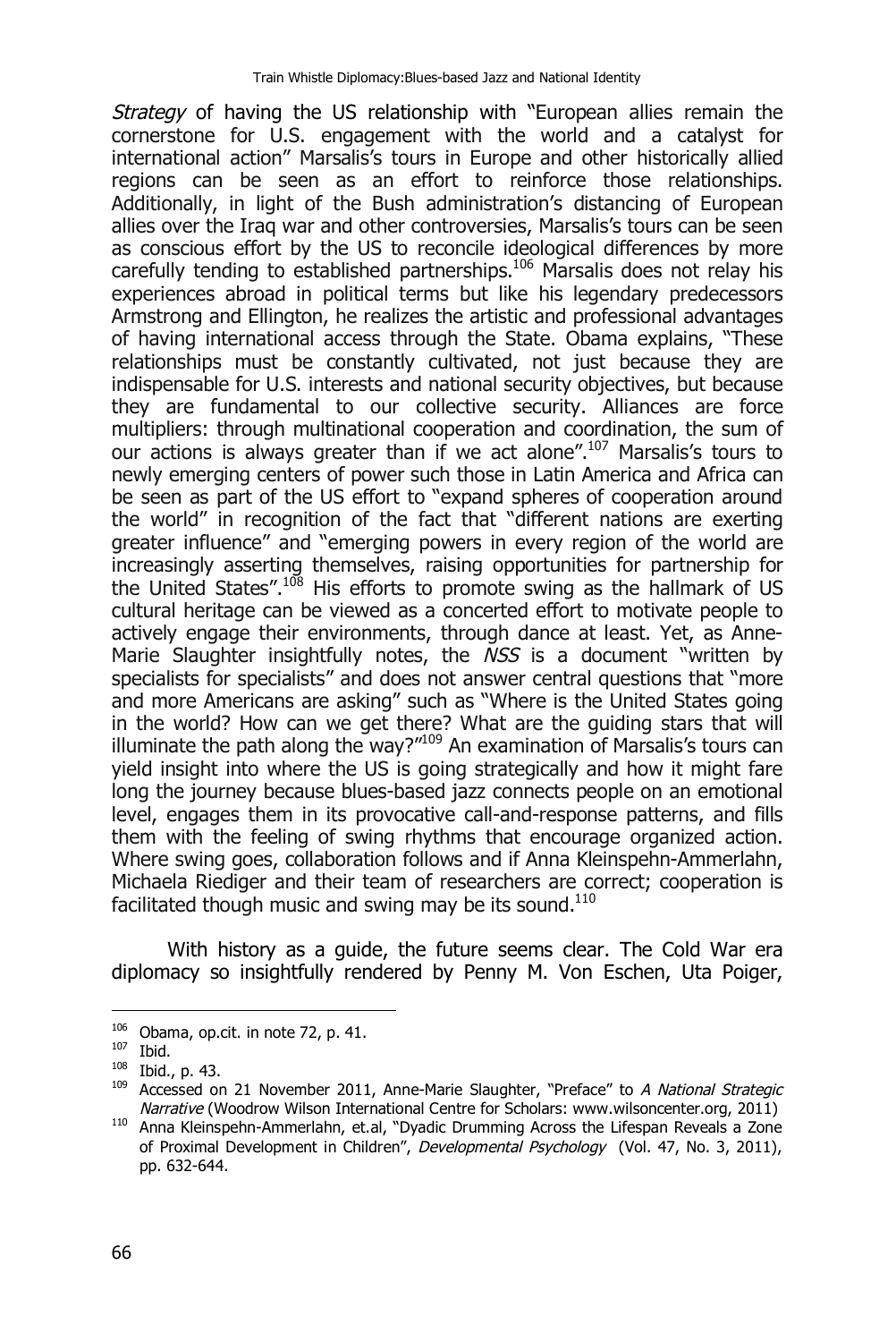*Strategy* of having the US relationship with "European allies remain the cornerstone for U.S. engagement with the world and a catalyst for international action" Marsalis's tours in Europe and other historically allied regions can be seen as an effort to reinforce those relationships. Additionally, in light of the Bush administration's distancing of European allies over the Iraq war and other controversies, Marsalis's tours can be seen as conscious effort by the US to reconcile ideological differences by more carefully tending to established partnerships.[106] Marsalis does not relay his experiences abroad in political terms but like his legendary predecessors Armstrong and Ellington, he realizes the artistic and professional advantages of having international access through the State. Obama explains, "These relationships must be constantly cultivated, not just because they are indispensable for U.S. interests and national security objectives, but because they are fundamental to our collective security. Alliances are force multipliers: through multinational cooperation and coordination, the sum of our actions is always greater than if we act alone".[107] Marsalis's tours to newly emerging centers of power such those in Latin America and Africa can be seen as part of the US effort to "expand spheres of cooperation around the world" in recognition of the fact that "different nations are exerting greater influence" and "emerging powers in every region of the world are increasingly asserting themselves, raising opportunities for partnership for the United States".[108] His efforts to promote swing as the hallmark of US cultural heritage can be viewed as a concerted effort to motivate people to actively engage their environments, through dance at least. Yet, as Anne-Marie Slaughter insightfully notes, the *NSS* is a document "written by specialists for specialists" and does not answer central questions that "more and more Americans are asking" such as "Where is the United States going in the world? How can we get there? What are the guiding stars that will illuminate the path along the way?"[109] An examination of Marsalis's tours can yield insight into where the US is going strategically and how it might fare long the journey because blues-based jazz connects people on an emotional level, engages them in its provocative call-and-response patterns, and fills them with the feeling of swing rhythms that encourage organized action. Where swing goes, collaboration follows and if Anna Kleinspehn-Ammerlahn, Michaela Riediger and their team of researchers are correct; cooperation is facilitated though music and swing may be its sound.[110]

With history as a guide, the future seems clear. The Cold War era diplomacy so insightfully rendered by Penny M. Von Eschen, Uta Poiger,

---

[106] Obama, op.cit. in note 72, p. 41.

[107] Ibid.

[108] Ibid., p. 43.

[109] Accessed on 21 November 2011, Anne-Marie Slaughter, "Preface" to *A National Strategic Narrative* (Woodrow Wilson International Centre for Scholars: www.wilsoncenter.org, 2011)

[110] Anna Kleinspehn-Ammerlahn, et.al, "Dyadic Drumming Across the Lifespan Reveals a Zone of Proximal Development in Children", *Developmental Psychology* (Vol. 47, No. 3, 2011), pp. 632-644.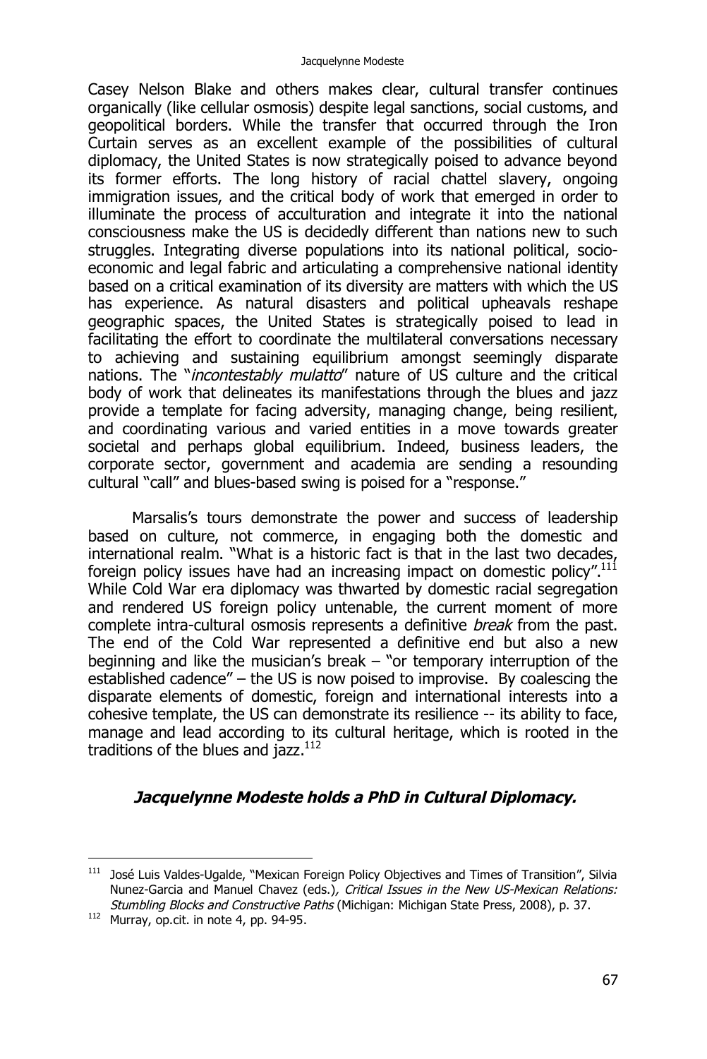Casey Nelson Blake and others makes clear, cultural transfer continues organically (like cellular osmosis) despite legal sanctions, social customs, and geopolitical borders. While the transfer that occurred through the Iron Curtain serves as an excellent example of the possibilities of cultural diplomacy, the United States is now strategically poised to advance beyond its former efforts. The long history of racial chattel slavery, ongoing immigration issues, and the critical body of work that emerged in order to illuminate the process of acculturation and integrate it into the national consciousness make the US is decidedly different than nations new to such struggles. Integrating diverse populations into its national political, socio-economic and legal fabric and articulating a comprehensive national identity based on a critical examination of its diversity are matters with which the US has experience. As natural disasters and political upheavals reshape geographic spaces, the United States is strategically poised to lead in facilitating the effort to coordinate the multilateral conversations necessary to achieving and sustaining equilibrium amongst seemingly disparate nations. The "*incontestably mulatto*" nature of US culture and the critical body of work that delineates its manifestations through the blues and jazz provide a template for facing adversity, managing change, being resilient, and coordinating various and varied entities in a move towards greater societal and perhaps global equilibrium. Indeed, business leaders, the corporate sector, government and academia are sending a resounding cultural "call" and blues-based swing is poised for a "response."

Marsalis's tours demonstrate the power and success of leadership based on culture, not commerce, in engaging both the domestic and international realm. "What is a historic fact is that in the last two decades, foreign policy issues have had an increasing impact on domestic policy".[111] While Cold War era diplomacy was thwarted by domestic racial segregation and rendered US foreign policy untenable, the current moment of more complete intra-cultural osmosis represents a definitive *break* from the past. The end of the Cold War represented a definitive end but also a new beginning and like the musician's break – "or temporary interruption of the established cadence" – the US is now poised to improvise. By coalescing the disparate elements of domestic, foreign and international interests into a cohesive template, the US can demonstrate its resilience -- its ability to face, manage and lead according to its cultural heritage, which is rooted in the traditions of the blues and jazz.[112]

***Jacquelynne Modeste holds a PhD in Cultural Diplomacy.***

---

[111] José Luis Valdes-Ugalde, "Mexican Foreign Policy Objectives and Times of Transition", Silvia Nunez-Garcia and Manuel Chavez (eds.), *Critical Issues in the New US-Mexican Relations: Stumbling Blocks and Constructive Paths* (Michigan: Michigan State Press, 2008), p. 37.

[112] Murray, op.cit. in note 4, pp. 94-95.